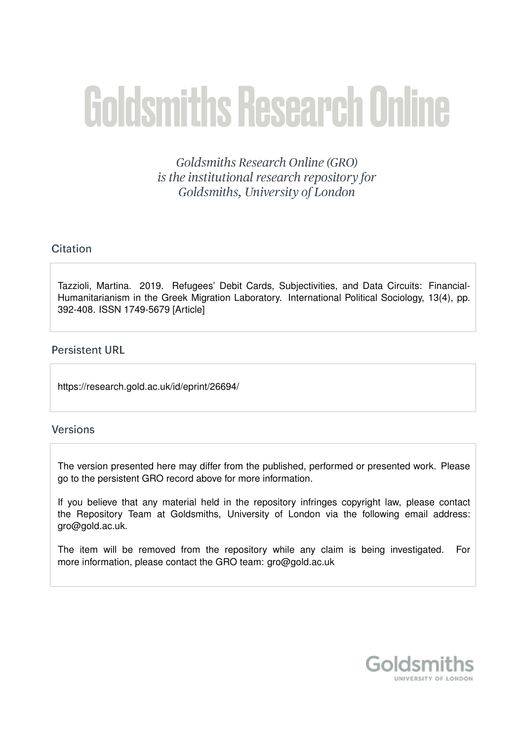# Goldsmiths Research Online

*Goldsmiths Research Online (GRO) is the institutional research repository for Goldsmiths, University of London*

## Citation

Tazzioli, Martina. 2019. Refugees' Debit Cards, Subjectivities, and Data Circuits: Financial-Humanitarianism in the Greek Migration Laboratory. International Political Sociology, 13(4), pp. 392-408. ISSN 1749-5679 [Article]

## Persistent URL

https://research.gold.ac.uk/id/eprint/26694/

## Versions

The version presented here may differ from the published, performed or presented work. Please go to the persistent GRO record above for more information.

If you believe that any material held in the repository infringes copyright law, please contact the Repository Team at Goldsmiths, University of London via the following email address: gro@gold.ac.uk.

The item will be removed from the repository while any claim is being investigated. For more information, please contact the GRO team: gro@gold.ac.uk

Goldsmiths
UNIVERSITY OF LONDON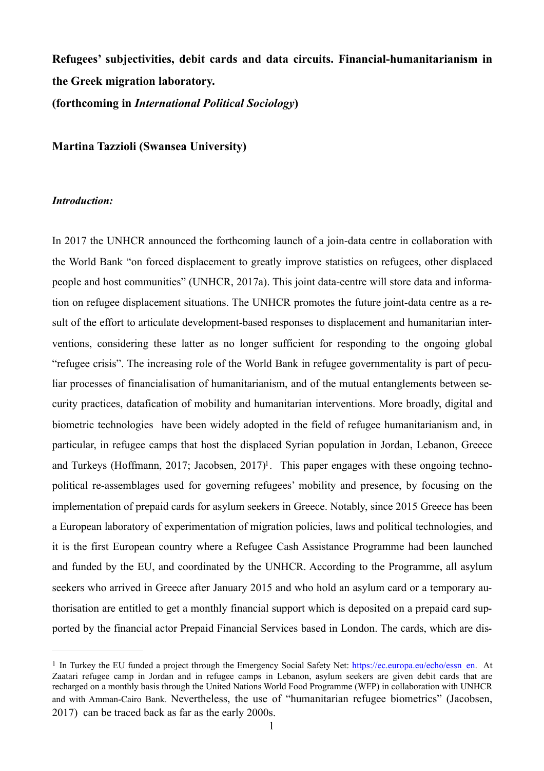**Refugees' subjectivities, debit cards and data circuits. Financial-humanitarianism in the Greek migration laboratory.**

**(forthcoming in *International Political Sociology*)**

**Martina Tazzioli (Swansea University)**

***Introduction:***

In 2017 the UNHCR announced the forthcoming launch of a join-data centre in collaboration with the World Bank "on forced displacement to greatly improve statistics on refugees, other displaced people and host communities" (UNHCR, 2017a). This joint data-centre will store data and information on refugee displacement situations. The UNHCR promotes the future joint-data centre as a result of the effort to articulate development-based responses to displacement and humanitarian interventions, considering these latter as no longer sufficient for responding to the ongoing global "refugee crisis". The increasing role of the World Bank in refugee governmentality is part of peculiar processes of financialisation of humanitarianism, and of the mutual entanglements between security practices, datafication of mobility and humanitarian interventions. More broadly, digital and biometric technologies have been widely adopted in the field of refugee humanitarianism and, in particular, in refugee camps that host the displaced Syrian population in Jordan, Lebanon, Greece and Turkeys (Hoffmann, 2017; Jacobsen, 2017)[1]. This paper engages with these ongoing techno-political re-assemblages used for governing refugees' mobility and presence, by focusing on the implementation of prepaid cards for asylum seekers in Greece. Notably, since 2015 Greece has been a European laboratory of experimentation of migration policies, laws and political technologies, and it is the first European country where a Refugee Cash Assistance Programme had been launched and funded by the EU, and coordinated by the UNHCR. According to the Programme, all asylum seekers who arrived in Greece after January 2015 and who hold an asylum card or a temporary authorisation are entitled to get a monthly financial support which is deposited on a prepaid card supported by the financial actor Prepaid Financial Services based in London. The cards, which are dis-

[1] In Turkey the EU funded a project through the Emergency Social Safety Net: https://ec.europa.eu/echo/essn_en. At Zaatari refugee camp in Jordan and in refugee camps in Lebanon, asylum seekers are given debit cards that are recharged on a monthly basis through the United Nations World Food Programme (WFP) in collaboration with UNHCR and with Amman-Cairo Bank. Nevertheless, the use of "humanitarian refugee biometrics" (Jacobsen, 2017) can be traced back as far as the early 2000s.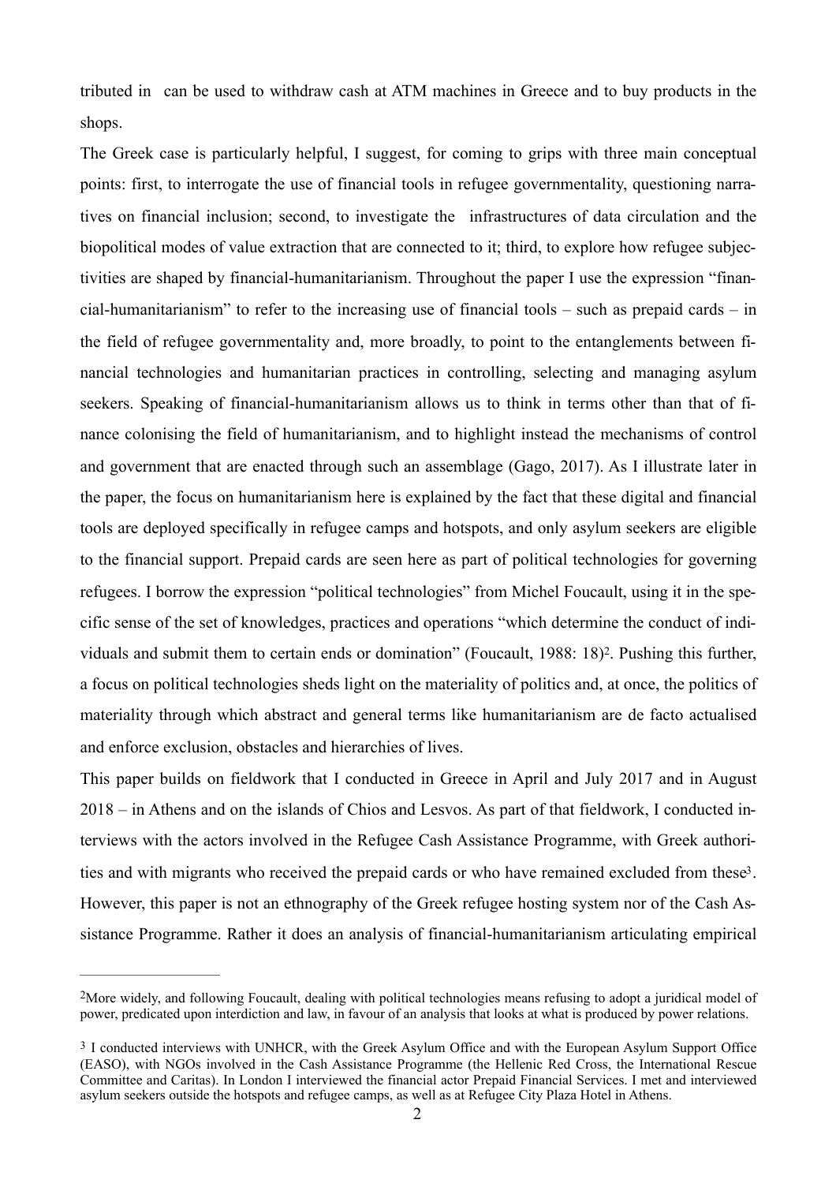tributed in can be used to withdraw cash at ATM machines in Greece and to buy products in the shops.

The Greek case is particularly helpful, I suggest, for coming to grips with three main conceptual points: first, to interrogate the use of financial tools in refugee governmentality, questioning narratives on financial inclusion; second, to investigate the infrastructures of data circulation and the biopolitical modes of value extraction that are connected to it; third, to explore how refugee subjectivities are shaped by financial-humanitarianism. Throughout the paper I use the expression "financial-humanitarianism" to refer to the increasing use of financial tools – such as prepaid cards – in the field of refugee governmentality and, more broadly, to point to the entanglements between financial technologies and humanitarian practices in controlling, selecting and managing asylum seekers. Speaking of financial-humanitarianism allows us to think in terms other than that of finance colonising the field of humanitarianism, and to highlight instead the mechanisms of control and government that are enacted through such an assemblage (Gago, 2017). As I illustrate later in the paper, the focus on humanitarianism here is explained by the fact that these digital and financial tools are deployed specifically in refugee camps and hotspots, and only asylum seekers are eligible to the financial support. Prepaid cards are seen here as part of political technologies for governing refugees. I borrow the expression "political technologies" from Michel Foucault, using it in the specific sense of the set of knowledges, practices and operations "which determine the conduct of individuals and submit them to certain ends or domination" (Foucault, 1988: 18)[2]. Pushing this further, a focus on political technologies sheds light on the materiality of politics and, at once, the politics of materiality through which abstract and general terms like humanitarianism are de facto actualised and enforce exclusion, obstacles and hierarchies of lives.

This paper builds on fieldwork that I conducted in Greece in April and July 2017 and in August 2018 – in Athens and on the islands of Chios and Lesvos. As part of that fieldwork, I conducted interviews with the actors involved in the Refugee Cash Assistance Programme, with Greek authorities and with migrants who received the prepaid cards or who have remained excluded from these[3]. However, this paper is not an ethnography of the Greek refugee hosting system nor of the Cash Assistance Programme. Rather it does an analysis of financial-humanitarianism articulating empirical

---

[2]More widely, and following Foucault, dealing with political technologies means refusing to adopt a juridical model of power, predicated upon interdiction and law, in favour of an analysis that looks at what is produced by power relations.

[3] I conducted interviews with UNHCR, with the Greek Asylum Office and with the European Asylum Support Office (EASO), with NGOs involved in the Cash Assistance Programme (the Hellenic Red Cross, the International Rescue Committee and Caritas). In London I interviewed the financial actor Prepaid Financial Services. I met and interviewed asylum seekers outside the hotspots and refugee camps, as well as at Refugee City Plaza Hotel in Athens.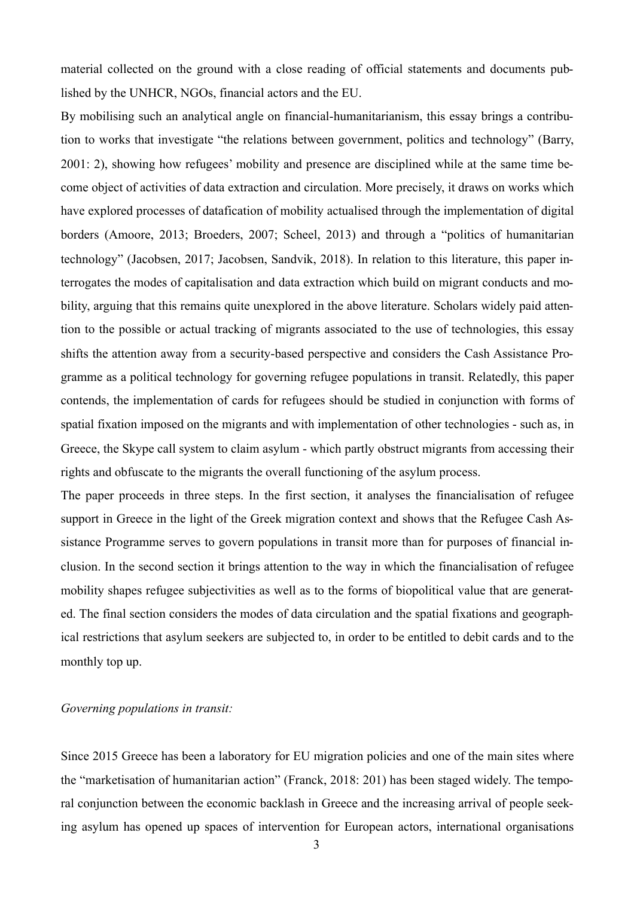material collected on the ground with a close reading of official statements and documents published by the UNHCR, NGOs, financial actors and the EU.

By mobilising such an analytical angle on financial-humanitarianism, this essay brings a contribution to works that investigate "the relations between government, politics and technology" (Barry, 2001: 2), showing how refugees' mobility and presence are disciplined while at the same time become object of activities of data extraction and circulation. More precisely, it draws on works which have explored processes of datafication of mobility actualised through the implementation of digital borders (Amoore, 2013; Broeders, 2007; Scheel, 2013) and through a "politics of humanitarian technology" (Jacobsen, 2017; Jacobsen, Sandvik, 2018). In relation to this literature, this paper interrogates the modes of capitalisation and data extraction which build on migrant conducts and mobility, arguing that this remains quite unexplored in the above literature. Scholars widely paid attention to the possible or actual tracking of migrants associated to the use of technologies, this essay shifts the attention away from a security-based perspective and considers the Cash Assistance Programme as a political technology for governing refugee populations in transit. Relatedly, this paper contends, the implementation of cards for refugees should be studied in conjunction with forms of spatial fixation imposed on the migrants and with implementation of other technologies - such as, in Greece, the Skype call system to claim asylum - which partly obstruct migrants from accessing their rights and obfuscate to the migrants the overall functioning of the asylum process.

The paper proceeds in three steps. In the first section, it analyses the financialisation of refugee support in Greece in the light of the Greek migration context and shows that the Refugee Cash Assistance Programme serves to govern populations in transit more than for purposes of financial inclusion. In the second section it brings attention to the way in which the financialisation of refugee mobility shapes refugee subjectivities as well as to the forms of biopolitical value that are generated. The final section considers the modes of data circulation and the spatial fixations and geographical restrictions that asylum seekers are subjected to, in order to be entitled to debit cards and to the monthly top up.

*Governing populations in transit:*

Since 2015 Greece has been a laboratory for EU migration policies and one of the main sites where the "marketisation of humanitarian action" (Franck, 2018: 201) has been staged widely. The temporal conjunction between the economic backlash in Greece and the increasing arrival of people seeking asylum has opened up spaces of intervention for European actors, international organisations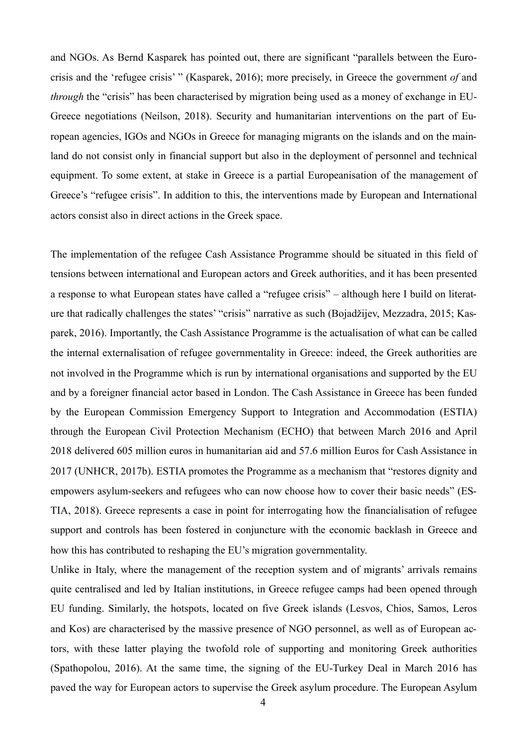and NGOs. As Bernd Kasparek has pointed out, there are significant "parallels between the Euro-crisis and the 'refugee crisis' " (Kasparek, 2016); more precisely, in Greece the government *of* and *through* the "crisis" has been characterised by migration being used as a money of exchange in EU-Greece negotiations (Neilson, 2018). Security and humanitarian interventions on the part of European agencies, IGOs and NGOs in Greece for managing migrants on the islands and on the mainland do not consist only in financial support but also in the deployment of personnel and technical equipment. To some extent, at stake in Greece is a partial Europeanisation of the management of Greece's "refugee crisis". In addition to this, the interventions made by European and International actors consist also in direct actions in the Greek space.

The implementation of the refugee Cash Assistance Programme should be situated in this field of tensions between international and European actors and Greek authorities, and it has been presented a response to what European states have called a "refugee crisis" – although here I build on literature that radically challenges the states' "crisis" narrative as such (Bojadžijev, Mezzadra, 2015; Kasparek, 2016). Importantly, the Cash Assistance Programme is the actualisation of what can be called the internal externalisation of refugee governmentality in Greece: indeed, the Greek authorities are not involved in the Programme which is run by international organisations and supported by the EU and by a foreigner financial actor based in London. The Cash Assistance in Greece has been funded by the European Commission Emergency Support to Integration and Accommodation (ESTIA) through the European Civil Protection Mechanism (ECHO) that between March 2016 and April 2018 delivered 605 million euros in humanitarian aid and 57.6 million Euros for Cash Assistance in 2017 (UNHCR, 2017b). ESTIA promotes the Programme as a mechanism that "restores dignity and empowers asylum-seekers and refugees who can now choose how to cover their basic needs" (ESTIA, 2018). Greece represents a case in point for interrogating how the financialisation of refugee support and controls has been fostered in conjuncture with the economic backlash in Greece and how this has contributed to reshaping the EU's migration governmentality.

Unlike in Italy, where the management of the reception system and of migrants' arrivals remains quite centralised and led by Italian institutions, in Greece refugee camps had been opened through EU funding. Similarly, the hotspots, located on five Greek islands (Lesvos, Chios, Samos, Leros and Kos) are characterised by the massive presence of NGO personnel, as well as of European actors, with these latter playing the twofold role of supporting and monitoring Greek authorities (Spathopolou, 2016). At the same time, the signing of the EU-Turkey Deal in March 2016 has paved the way for European actors to supervise the Greek asylum procedure. The European Asylum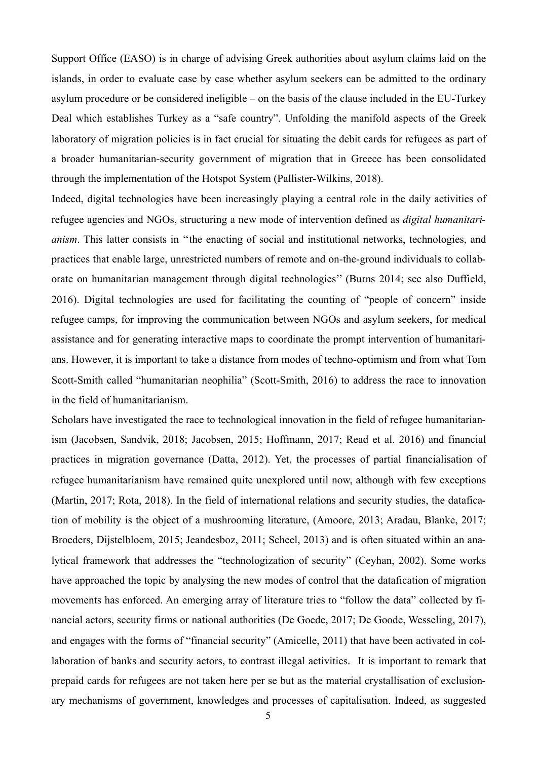Support Office (EASO) is in charge of advising Greek authorities about asylum claims laid on the islands, in order to evaluate case by case whether asylum seekers can be admitted to the ordinary asylum procedure or be considered ineligible – on the basis of the clause included in the EU-Turkey Deal which establishes Turkey as a "safe country". Unfolding the manifold aspects of the Greek laboratory of migration policies is in fact crucial for situating the debit cards for refugees as part of a broader humanitarian-security government of migration that in Greece has been consolidated through the implementation of the Hotspot System (Pallister-Wilkins, 2018).

Indeed, digital technologies have been increasingly playing a central role in the daily activities of refugee agencies and NGOs, structuring a new mode of intervention defined as *digital humanitarianism*. This latter consists in ''the enacting of social and institutional networks, technologies, and practices that enable large, unrestricted numbers of remote and on-the-ground individuals to collaborate on humanitarian management through digital technologies'' (Burns 2014; see also Duffield, 2016). Digital technologies are used for facilitating the counting of "people of concern" inside refugee camps, for improving the communication between NGOs and asylum seekers, for medical assistance and for generating interactive maps to coordinate the prompt intervention of humanitarians. However, it is important to take a distance from modes of techno-optimism and from what Tom Scott-Smith called "humanitarian neophilia" (Scott-Smith, 2016) to address the race to innovation in the field of humanitarianism.

Scholars have investigated the race to technological innovation in the field of refugee humanitarianism (Jacobsen, Sandvik, 2018; Jacobsen, 2015; Hoffmann, 2017; Read et al. 2016) and financial practices in migration governance (Datta, 2012). Yet, the processes of partial financialisation of refugee humanitarianism have remained quite unexplored until now, although with few exceptions (Martin, 2017; Rota, 2018). In the field of international relations and security studies, the datafication of mobility is the object of a mushrooming literature, (Amoore, 2013; Aradau, Blanke, 2017; Broeders, Dijstelbloem, 2015; Jeandesboz, 2011; Scheel, 2013) and is often situated within an analytical framework that addresses the "technologization of security" (Ceyhan, 2002). Some works have approached the topic by analysing the new modes of control that the datafication of migration movements has enforced. An emerging array of literature tries to "follow the data" collected by financial actors, security firms or national authorities (De Goede, 2017; De Goode, Wesseling, 2017), and engages with the forms of "financial security" (Amicelle, 2011) that have been activated in collaboration of banks and security actors, to contrast illegal activities. It is important to remark that prepaid cards for refugees are not taken here per se but as the material crystallisation of exclusionary mechanisms of government, knowledges and processes of capitalisation. Indeed, as suggested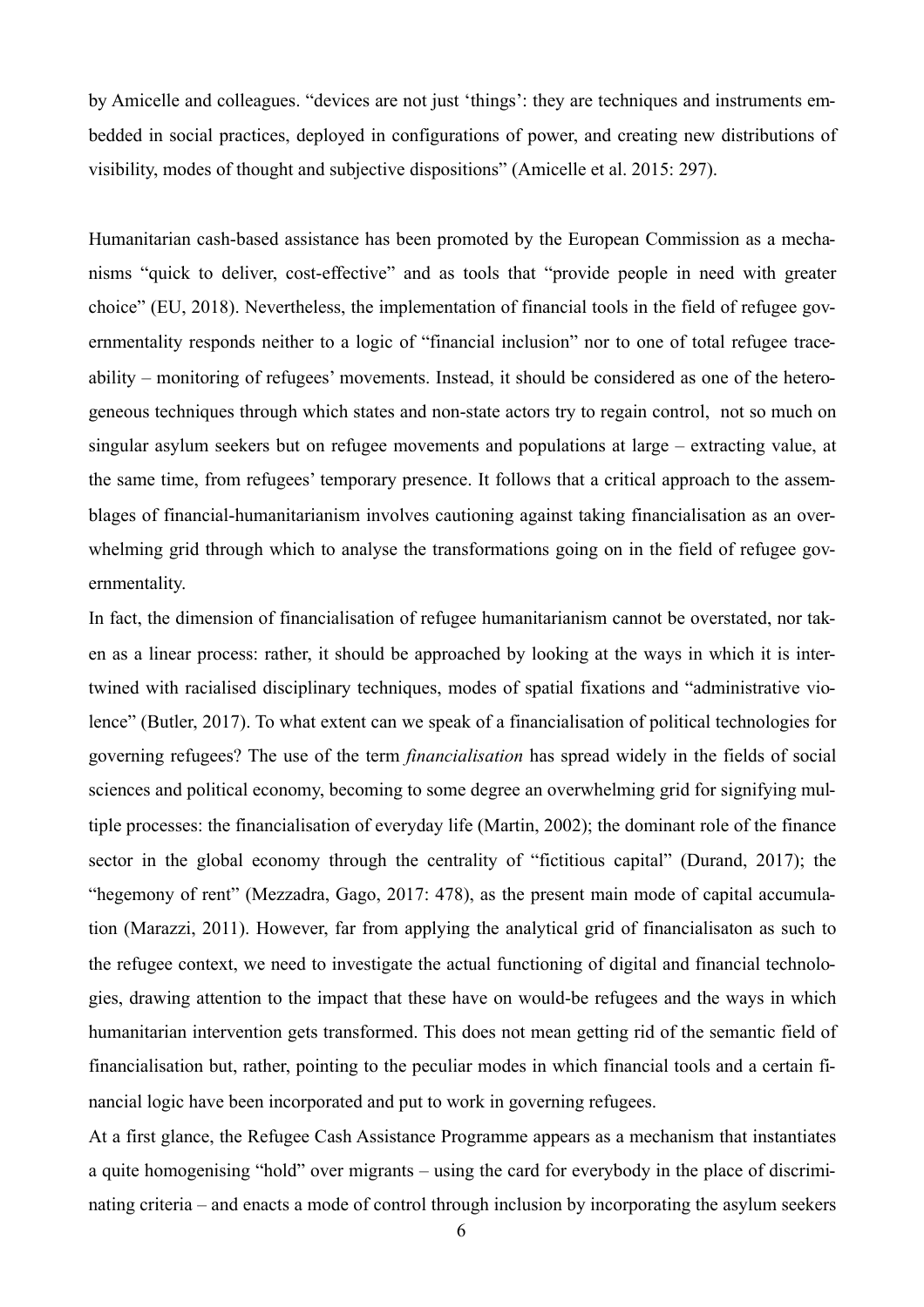by Amicelle and colleagues. "devices are not just 'things': they are techniques and instruments embedded in social practices, deployed in configurations of power, and creating new distributions of visibility, modes of thought and subjective dispositions" (Amicelle et al. 2015: 297).

Humanitarian cash-based assistance has been promoted by the European Commission as a mechanisms "quick to deliver, cost-effective" and as tools that "provide people in need with greater choice" (EU, 2018). Nevertheless, the implementation of financial tools in the field of refugee governmentality responds neither to a logic of "financial inclusion" nor to one of total refugee traceability – monitoring of refugees' movements. Instead, it should be considered as one of the heterogeneous techniques through which states and non-state actors try to regain control, not so much on singular asylum seekers but on refugee movements and populations at large – extracting value, at the same time, from refugees' temporary presence. It follows that a critical approach to the assemblages of financial-humanitarianism involves cautioning against taking financialisation as an overwhelming grid through which to analyse the transformations going on in the field of refugee governmentality.

In fact, the dimension of financialisation of refugee humanitarianism cannot be overstated, nor taken as a linear process: rather, it should be approached by looking at the ways in which it is intertwined with racialised disciplinary techniques, modes of spatial fixations and "administrative violence" (Butler, 2017). To what extent can we speak of a financialisation of political technologies for governing refugees? The use of the term *financialisation* has spread widely in the fields of social sciences and political economy, becoming to some degree an overwhelming grid for signifying multiple processes: the financialisation of everyday life (Martin, 2002); the dominant role of the finance sector in the global economy through the centrality of "fictitious capital" (Durand, 2017); the "hegemony of rent" (Mezzadra, Gago, 2017: 478), as the present main mode of capital accumulation (Marazzi, 2011). However, far from applying the analytical grid of financialisaton as such to the refugee context, we need to investigate the actual functioning of digital and financial technologies, drawing attention to the impact that these have on would-be refugees and the ways in which humanitarian intervention gets transformed. This does not mean getting rid of the semantic field of financialisation but, rather, pointing to the peculiar modes in which financial tools and a certain financial logic have been incorporated and put to work in governing refugees.

At a first glance, the Refugee Cash Assistance Programme appears as a mechanism that instantiates a quite homogenising "hold" over migrants – using the card for everybody in the place of discriminating criteria – and enacts a mode of control through inclusion by incorporating the asylum seekers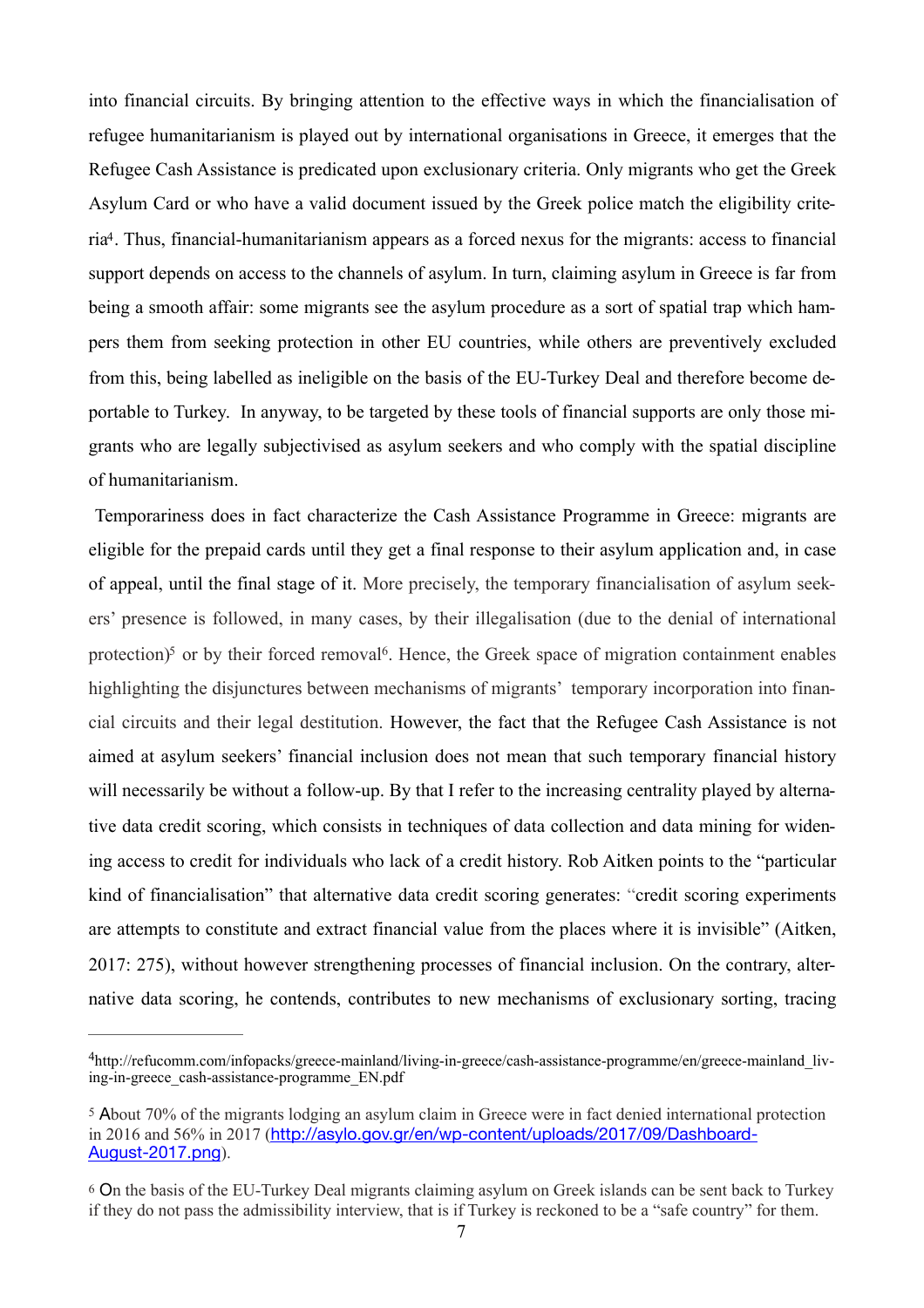into financial circuits. By bringing attention to the effective ways in which the financialisation of refugee humanitarianism is played out by international organisations in Greece, it emerges that the Refugee Cash Assistance is predicated upon exclusionary criteria. Only migrants who get the Greek Asylum Card or who have a valid document issued by the Greek police match the eligibility criteria[4]. Thus, financial-humanitarianism appears as a forced nexus for the migrants: access to financial support depends on access to the channels of asylum. In turn, claiming asylum in Greece is far from being a smooth affair: some migrants see the asylum procedure as a sort of spatial trap which hampers them from seeking protection in other EU countries, while others are preventively excluded from this, being labelled as ineligible on the basis of the EU-Turkey Deal and therefore become deportable to Turkey. In anyway, to be targeted by these tools of financial supports are only those migrants who are legally subjectivised as asylum seekers and who comply with the spatial discipline of humanitarianism.

Temporariness does in fact characterize the Cash Assistance Programme in Greece: migrants are eligible for the prepaid cards until they get a final response to their asylum application and, in case of appeal, until the final stage of it. More precisely, the temporary financialisation of asylum seekers' presence is followed, in many cases, by their illegalisation (due to the denial of international protection)[5] or by their forced removal[6]. Hence, the Greek space of migration containment enables highlighting the disjunctures between mechanisms of migrants' temporary incorporation into financial circuits and their legal destitution. However, the fact that the Refugee Cash Assistance is not aimed at asylum seekers' financial inclusion does not mean that such temporary financial history will necessarily be without a follow-up. By that I refer to the increasing centrality played by alternative data credit scoring, which consists in techniques of data collection and data mining for widening access to credit for individuals who lack of a credit history. Rob Aitken points to the "particular kind of financialisation" that alternative data credit scoring generates: "credit scoring experiments are attempts to constitute and extract financial value from the places where it is invisible" (Aitken, 2017: 275), without however strengthening processes of financial inclusion. On the contrary, alternative data scoring, he contends, contributes to new mechanisms of exclusionary sorting, tracing

---

[4] http://refucomm.com/infopacks/greece-mainland/living-in-greece/cash-assistance-programme/en/greece-mainland_living-in-greece_cash-assistance-programme_EN.pdf

[5] About 70% of the migrants lodging an asylum claim in Greece were in fact denied international protection in 2016 and 56% in 2017 (http://asylo.gov.gr/en/wp-content/uploads/2017/09/Dashboard-August-2017.png).

[6] On the basis of the EU-Turkey Deal migrants claiming asylum on Greek islands can be sent back to Turkey if they do not pass the admissibility interview, that is if Turkey is reckoned to be a "safe country" for them.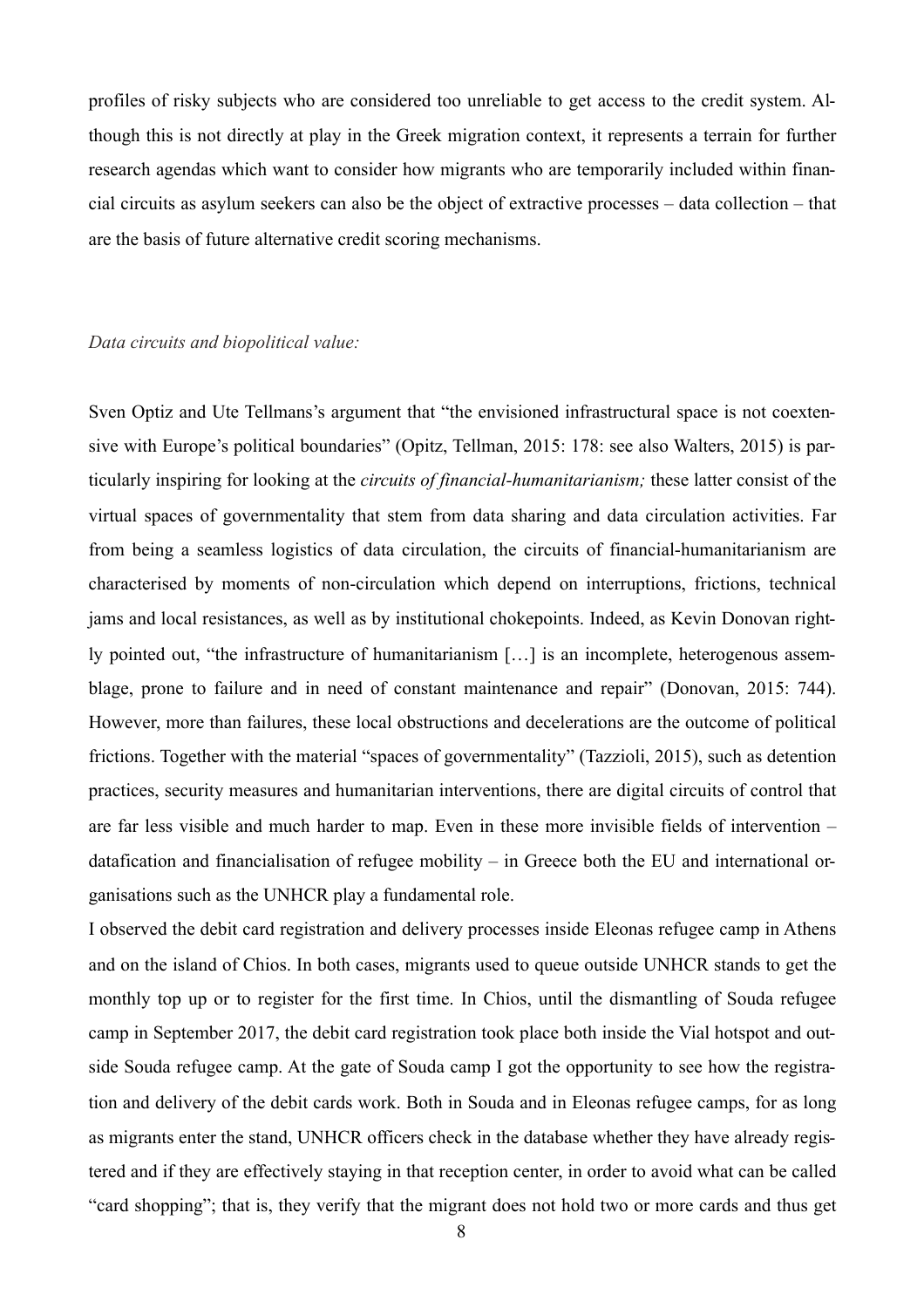profiles of risky subjects who are considered too unreliable to get access to the credit system. Although this is not directly at play in the Greek migration context, it represents a terrain for further research agendas which want to consider how migrants who are temporarily included within financial circuits as asylum seekers can also be the object of extractive processes – data collection – that are the basis of future alternative credit scoring mechanisms.

*Data circuits and biopolitical value:*

Sven Optiz and Ute Tellmans's argument that "the envisioned infrastructural space is not coextensive with Europe's political boundaries" (Opitz, Tellman, 2015: 178: see also Walters, 2015) is particularly inspiring for looking at the *circuits of financial-humanitarianism;* these latter consist of the virtual spaces of governmentality that stem from data sharing and data circulation activities. Far from being a seamless logistics of data circulation, the circuits of financial-humanitarianism are characterised by moments of non-circulation which depend on interruptions, frictions, technical jams and local resistances, as well as by institutional chokepoints. Indeed, as Kevin Donovan rightly pointed out, "the infrastructure of humanitarianism […] is an incomplete, heterogenous assemblage, prone to failure and in need of constant maintenance and repair" (Donovan, 2015: 744). However, more than failures, these local obstructions and decelerations are the outcome of political frictions. Together with the material "spaces of governmentality" (Tazzioli, 2015), such as detention practices, security measures and humanitarian interventions, there are digital circuits of control that are far less visible and much harder to map. Even in these more invisible fields of intervention – datafication and financialisation of refugee mobility – in Greece both the EU and international organisations such as the UNHCR play a fundamental role.

I observed the debit card registration and delivery processes inside Eleonas refugee camp in Athens and on the island of Chios. In both cases, migrants used to queue outside UNHCR stands to get the monthly top up or to register for the first time. In Chios, until the dismantling of Souda refugee camp in September 2017, the debit card registration took place both inside the Vial hotspot and outside Souda refugee camp. At the gate of Souda camp I got the opportunity to see how the registration and delivery of the debit cards work. Both in Souda and in Eleonas refugee camps, for as long as migrants enter the stand, UNHCR officers check in the database whether they have already registered and if they are effectively staying in that reception center, in order to avoid what can be called "card shopping"; that is, they verify that the migrant does not hold two or more cards and thus get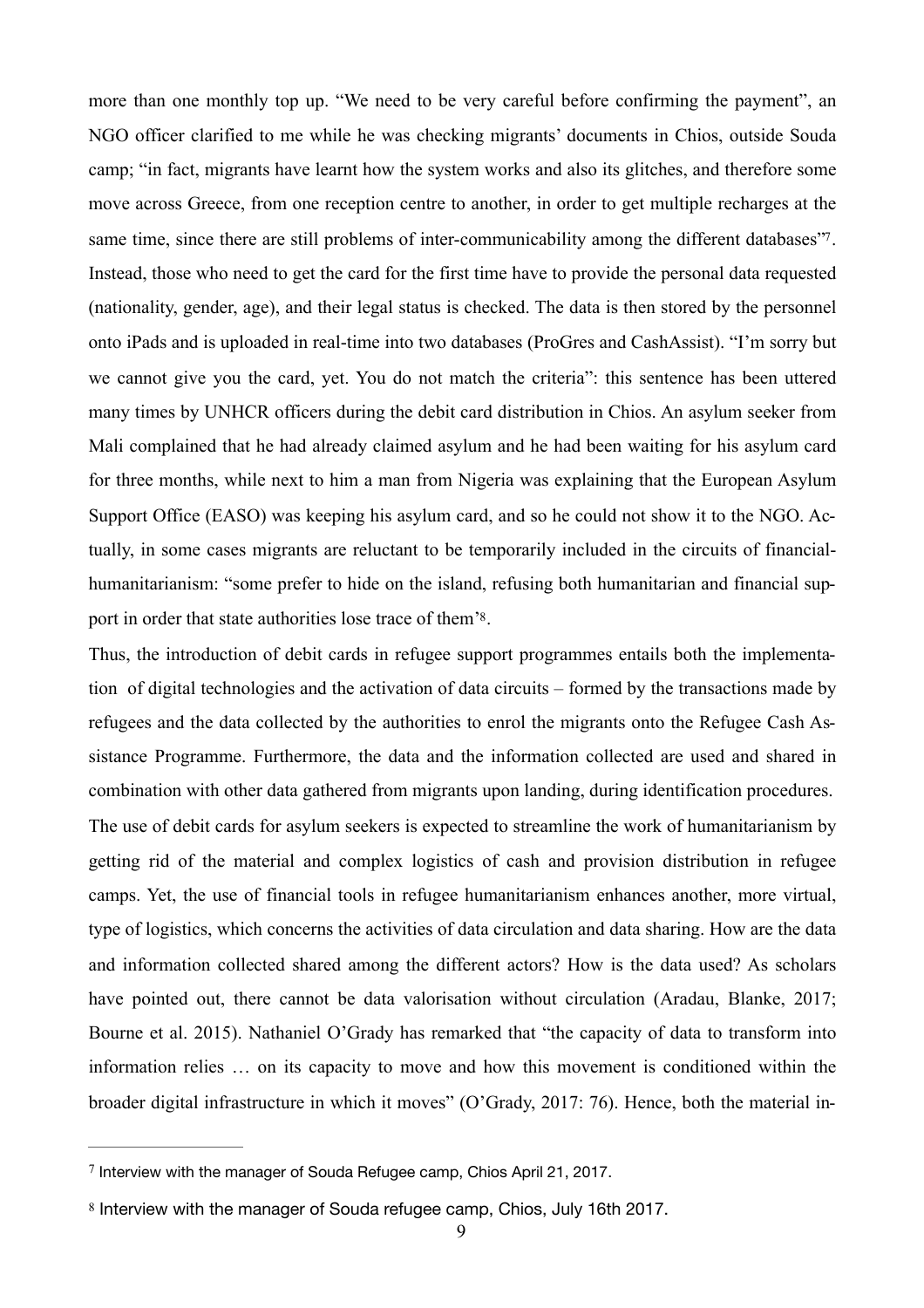more than one monthly top up. "We need to be very careful before confirming the payment", an NGO officer clarified to me while he was checking migrants' documents in Chios, outside Souda camp; "in fact, migrants have learnt how the system works and also its glitches, and therefore some move across Greece, from one reception centre to another, in order to get multiple recharges at the same time, since there are still problems of inter-communicability among the different databases"[7]. Instead, those who need to get the card for the first time have to provide the personal data requested (nationality, gender, age), and their legal status is checked. The data is then stored by the personnel onto iPads and is uploaded in real-time into two databases (ProGres and CashAssist). "I'm sorry but we cannot give you the card, yet. You do not match the criteria": this sentence has been uttered many times by UNHCR officers during the debit card distribution in Chios. An asylum seeker from Mali complained that he had already claimed asylum and he had been waiting for his asylum card for three months, while next to him a man from Nigeria was explaining that the European Asylum Support Office (EASO) was keeping his asylum card, and so he could not show it to the NGO. Actually, in some cases migrants are reluctant to be temporarily included in the circuits of financial-humanitarianism: "some prefer to hide on the island, refusing both humanitarian and financial support in order that state authorities lose trace of them'[8].

Thus, the introduction of debit cards in refugee support programmes entails both the implementation of digital technologies and the activation of data circuits – formed by the transactions made by refugees and the data collected by the authorities to enrol the migrants onto the Refugee Cash Assistance Programme. Furthermore, the data and the information collected are used and shared in combination with other data gathered from migrants upon landing, during identification procedures. The use of debit cards for asylum seekers is expected to streamline the work of humanitarianism by getting rid of the material and complex logistics of cash and provision distribution in refugee camps. Yet, the use of financial tools in refugee humanitarianism enhances another, more virtual, type of logistics, which concerns the activities of data circulation and data sharing. How are the data and information collected shared among the different actors? How is the data used? As scholars have pointed out, there cannot be data valorisation without circulation (Aradau, Blanke, 2017; Bourne et al. 2015). Nathaniel O'Grady has remarked that "the capacity of data to transform into information relies … on its capacity to move and how this movement is conditioned within the broader digital infrastructure in which it moves" (O'Grady, 2017: 76). Hence, both the material in-

---

[7] Interview with the manager of Souda Refugee camp, Chios April 21, 2017.

[8] Interview with the manager of Souda refugee camp, Chios, July 16th 2017.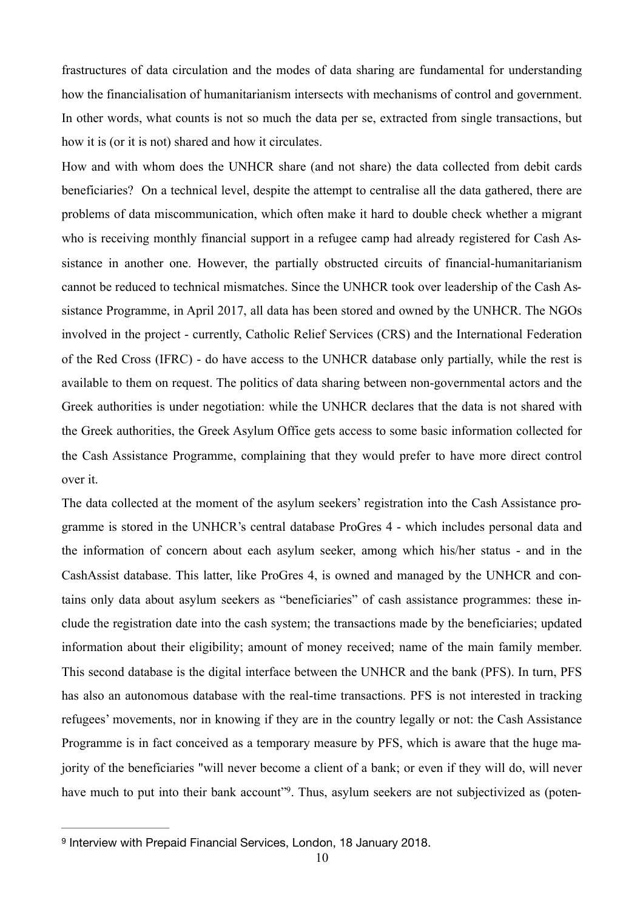frastructures of data circulation and the modes of data sharing are fundamental for understanding how the financialisation of humanitarianism intersects with mechanisms of control and government. In other words, what counts is not so much the data per se, extracted from single transactions, but how it is (or it is not) shared and how it circulates.

How and with whom does the UNHCR share (and not share) the data collected from debit cards beneficiaries? On a technical level, despite the attempt to centralise all the data gathered, there are problems of data miscommunication, which often make it hard to double check whether a migrant who is receiving monthly financial support in a refugee camp had already registered for Cash Assistance in another one. However, the partially obstructed circuits of financial-humanitarianism cannot be reduced to technical mismatches. Since the UNHCR took over leadership of the Cash Assistance Programme, in April 2017, all data has been stored and owned by the UNHCR. The NGOs involved in the project - currently, Catholic Relief Services (CRS) and the International Federation of the Red Cross (IFRC) - do have access to the UNHCR database only partially, while the rest is available to them on request. The politics of data sharing between non-governmental actors and the Greek authorities is under negotiation: while the UNHCR declares that the data is not shared with the Greek authorities, the Greek Asylum Office gets access to some basic information collected for the Cash Assistance Programme, complaining that they would prefer to have more direct control over it.

The data collected at the moment of the asylum seekers' registration into the Cash Assistance programme is stored in the UNHCR's central database ProGres 4 - which includes personal data and the information of concern about each asylum seeker, among which his/her status - and in the CashAssist database. This latter, like ProGres 4, is owned and managed by the UNHCR and contains only data about asylum seekers as "beneficiaries" of cash assistance programmes: these include the registration date into the cash system; the transactions made by the beneficiaries; updated information about their eligibility; amount of money received; name of the main family member. This second database is the digital interface between the UNHCR and the bank (PFS). In turn, PFS has also an autonomous database with the real-time transactions. PFS is not interested in tracking refugees' movements, nor in knowing if they are in the country legally or not: the Cash Assistance Programme is in fact conceived as a temporary measure by PFS, which is aware that the huge majority of the beneficiaries "will never become a client of a bank; or even if they will do, will never have much to put into their bank account"[9]. Thus, asylum seekers are not subjectivized as (poten-

---

[9] Interview with Prepaid Financial Services, London, 18 January 2018.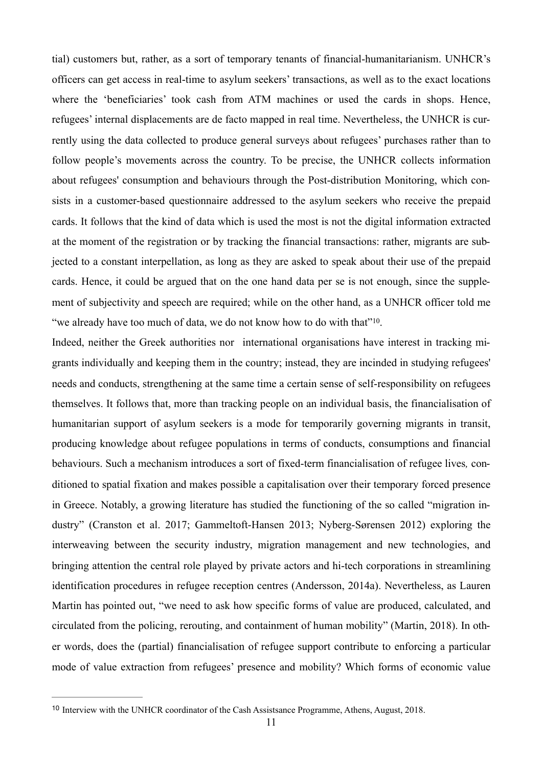tial) customers but, rather, as a sort of temporary tenants of financial-humanitarianism. UNHCR's officers can get access in real-time to asylum seekers' transactions, as well as to the exact locations where the 'beneficiaries' took cash from ATM machines or used the cards in shops. Hence, refugees' internal displacements are de facto mapped in real time. Nevertheless, the UNHCR is currently using the data collected to produce general surveys about refugees' purchases rather than to follow people's movements across the country. To be precise, the UNHCR collects information about refugees' consumption and behaviours through the Post-distribution Monitoring, which consists in a customer-based questionnaire addressed to the asylum seekers who receive the prepaid cards. It follows that the kind of data which is used the most is not the digital information extracted at the moment of the registration or by tracking the financial transactions: rather, migrants are subjected to a constant interpellation, as long as they are asked to speak about their use of the prepaid cards. Hence, it could be argued that on the one hand data per se is not enough, since the supplement of subjectivity and speech are required; while on the other hand, as a UNHCR officer told me "we already have too much of data, we do not know how to do with that"[10].

Indeed, neither the Greek authorities nor international organisations have interest in tracking migrants individually and keeping them in the country; instead, they are incinded in studying refugees' needs and conducts, strengthening at the same time a certain sense of self-responsibility on refugees themselves. It follows that, more than tracking people on an individual basis, the financialisation of humanitarian support of asylum seekers is a mode for temporarily governing migrants in transit, producing knowledge about refugee populations in terms of conducts, consumptions and financial behaviours. Such a mechanism introduces a sort of fixed-term financialisation of refugee lives*,* conditioned to spatial fixation and makes possible a capitalisation over their temporary forced presence in Greece. Notably, a growing literature has studied the functioning of the so called "migration industry" (Cranston et al. 2017; Gammeltoft-Hansen 2013; Nyberg-Sørensen 2012) exploring the interweaving between the security industry, migration management and new technologies, and bringing attention the central role played by private actors and hi-tech corporations in streamlining identification procedures in refugee reception centres (Andersson, 2014a). Nevertheless, as Lauren Martin has pointed out, "we need to ask how specific forms of value are produced, calculated, and circulated from the policing, rerouting, and containment of human mobility" (Martin, 2018). In other words, does the (partial) financialisation of refugee support contribute to enforcing a particular mode of value extraction from refugees' presence and mobility? Which forms of economic value

---

[10] Interview with the UNHCR coordinator of the Cash Assistsance Programme, Athens, August, 2018.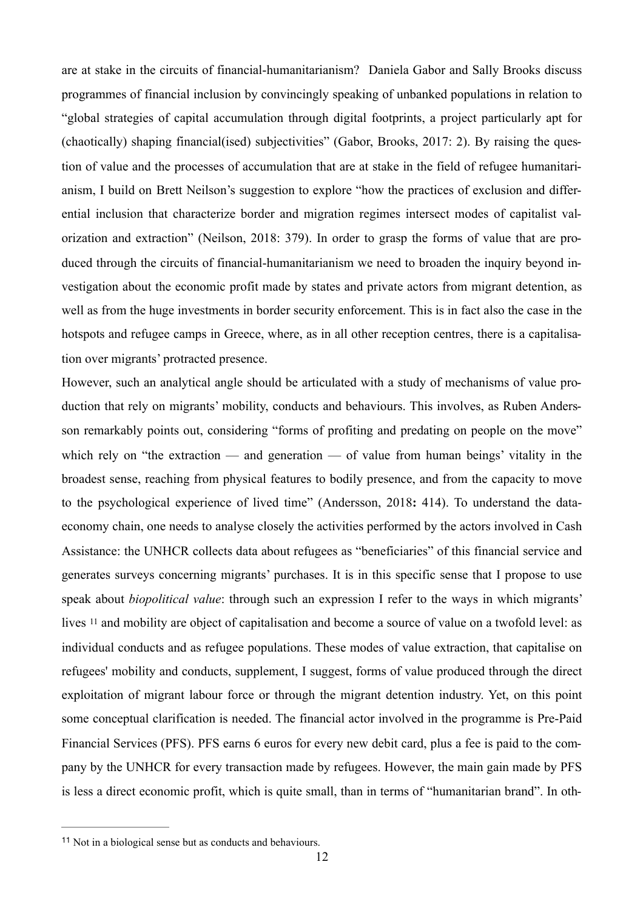are at stake in the circuits of financial-humanitarianism? Daniela Gabor and Sally Brooks discuss programmes of financial inclusion by convincingly speaking of unbanked populations in relation to "global strategies of capital accumulation through digital footprints, a project particularly apt for (chaotically) shaping financial(ised) subjectivities" (Gabor, Brooks, 2017: 2). By raising the question of value and the processes of accumulation that are at stake in the field of refugee humanitarianism, I build on Brett Neilson's suggestion to explore "how the practices of exclusion and differential inclusion that characterize border and migration regimes intersect modes of capitalist valorization and extraction" (Neilson, 2018: 379). In order to grasp the forms of value that are produced through the circuits of financial-humanitarianism we need to broaden the inquiry beyond investigation about the economic profit made by states and private actors from migrant detention, as well as from the huge investments in border security enforcement. This is in fact also the case in the hotspots and refugee camps in Greece, where, as in all other reception centres, there is a capitalisation over migrants' protracted presence.

However, such an analytical angle should be articulated with a study of mechanisms of value production that rely on migrants' mobility, conducts and behaviours. This involves, as Ruben Andersson remarkably points out, considering "forms of profiting and predating on people on the move" which rely on "the extraction — and generation — of value from human beings' vitality in the broadest sense, reaching from physical features to bodily presence, and from the capacity to move to the psychological experience of lived time" (Andersson, 2018**:** 414). To understand the data-economy chain, one needs to analyse closely the activities performed by the actors involved in Cash Assistance: the UNHCR collects data about refugees as "beneficiaries" of this financial service and generates surveys concerning migrants' purchases. It is in this specific sense that I propose to use speak about *biopolitical value*: through such an expression I refer to the ways in which migrants' lives [11] and mobility are object of capitalisation and become a source of value on a twofold level: as individual conducts and as refugee populations. These modes of value extraction, that capitalise on refugees' mobility and conducts, supplement, I suggest, forms of value produced through the direct exploitation of migrant labour force or through the migrant detention industry. Yet, on this point some conceptual clarification is needed. The financial actor involved in the programme is Pre-Paid Financial Services (PFS). PFS earns 6 euros for every new debit card, plus a fee is paid to the company by the UNHCR for every transaction made by refugees. However, the main gain made by PFS is less a direct economic profit, which is quite small, than in terms of "humanitarian brand". In oth-

---

[11] Not in a biological sense but as conducts and behaviours.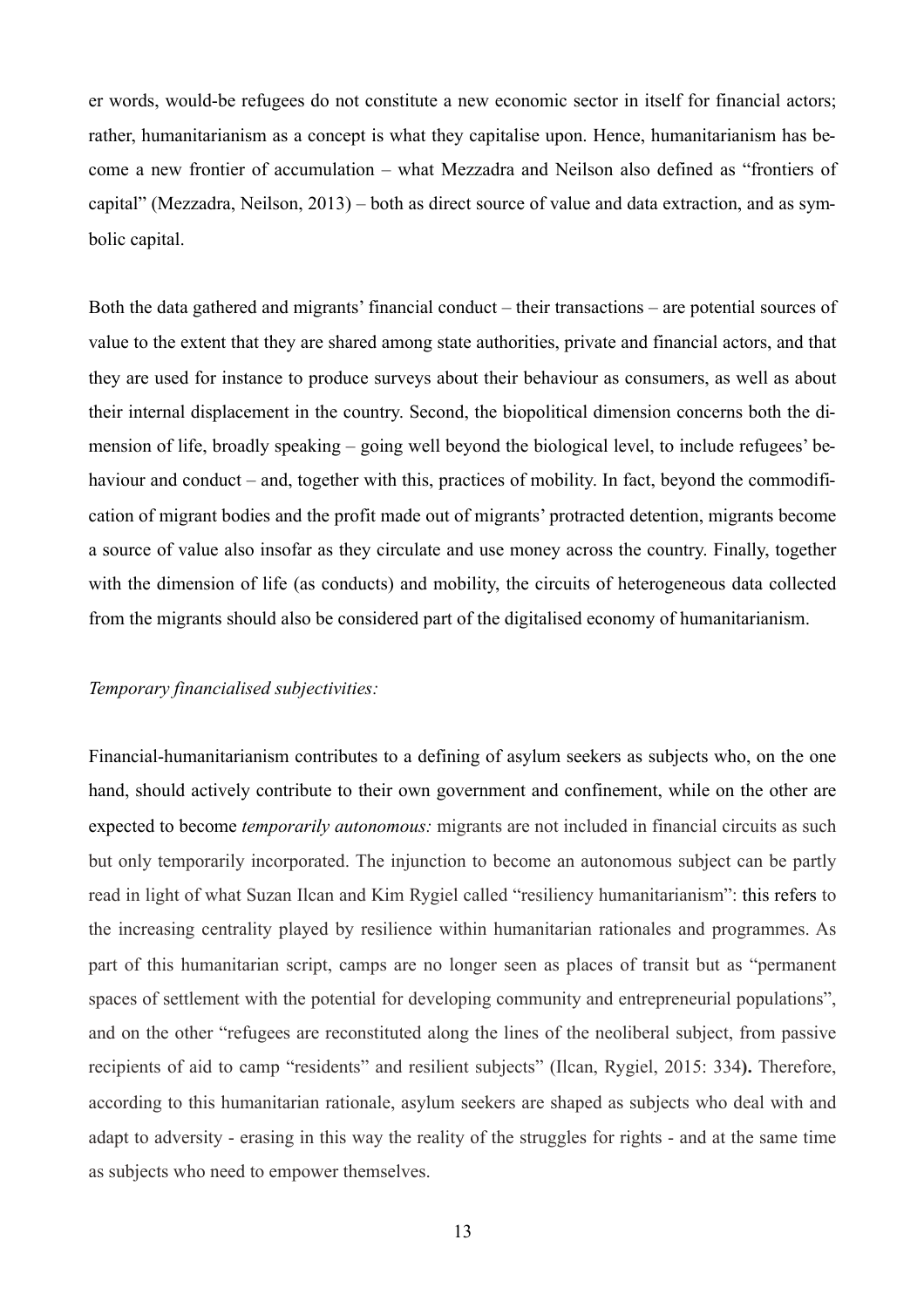er words, would-be refugees do not constitute a new economic sector in itself for financial actors; rather, humanitarianism as a concept is what they capitalise upon. Hence, humanitarianism has become a new frontier of accumulation – what Mezzadra and Neilson also defined as "frontiers of capital" (Mezzadra, Neilson, 2013) – both as direct source of value and data extraction, and as symbolic capital.

Both the data gathered and migrants' financial conduct – their transactions – are potential sources of value to the extent that they are shared among state authorities, private and financial actors, and that they are used for instance to produce surveys about their behaviour as consumers, as well as about their internal displacement in the country. Second, the biopolitical dimension concerns both the dimension of life, broadly speaking – going well beyond the biological level, to include refugees' behaviour and conduct – and, together with this, practices of mobility. In fact, beyond the commodification of migrant bodies and the profit made out of migrants' protracted detention, migrants become a source of value also insofar as they circulate and use money across the country. Finally, together with the dimension of life (as conducts) and mobility, the circuits of heterogeneous data collected from the migrants should also be considered part of the digitalised economy of humanitarianism.

*Temporary financialised subjectivities:*

Financial-humanitarianism contributes to a defining of asylum seekers as subjects who, on the one hand, should actively contribute to their own government and confinement, while on the other are expected to become *temporarily autonomous:* migrants are not included in financial circuits as such but only temporarily incorporated. The injunction to become an autonomous subject can be partly read in light of what Suzan Ilcan and Kim Rygiel called "resiliency humanitarianism": this refers to the increasing centrality played by resilience within humanitarian rationales and programmes. As part of this humanitarian script, camps are no longer seen as places of transit but as "permanent spaces of settlement with the potential for developing community and entrepreneurial populations", and on the other "refugees are reconstituted along the lines of the neoliberal subject, from passive recipients of aid to camp "residents" and resilient subjects" (Ilcan, Rygiel, 2015: 334**).** Therefore, according to this humanitarian rationale, asylum seekers are shaped as subjects who deal with and adapt to adversity - erasing in this way the reality of the struggles for rights - and at the same time as subjects who need to empower themselves.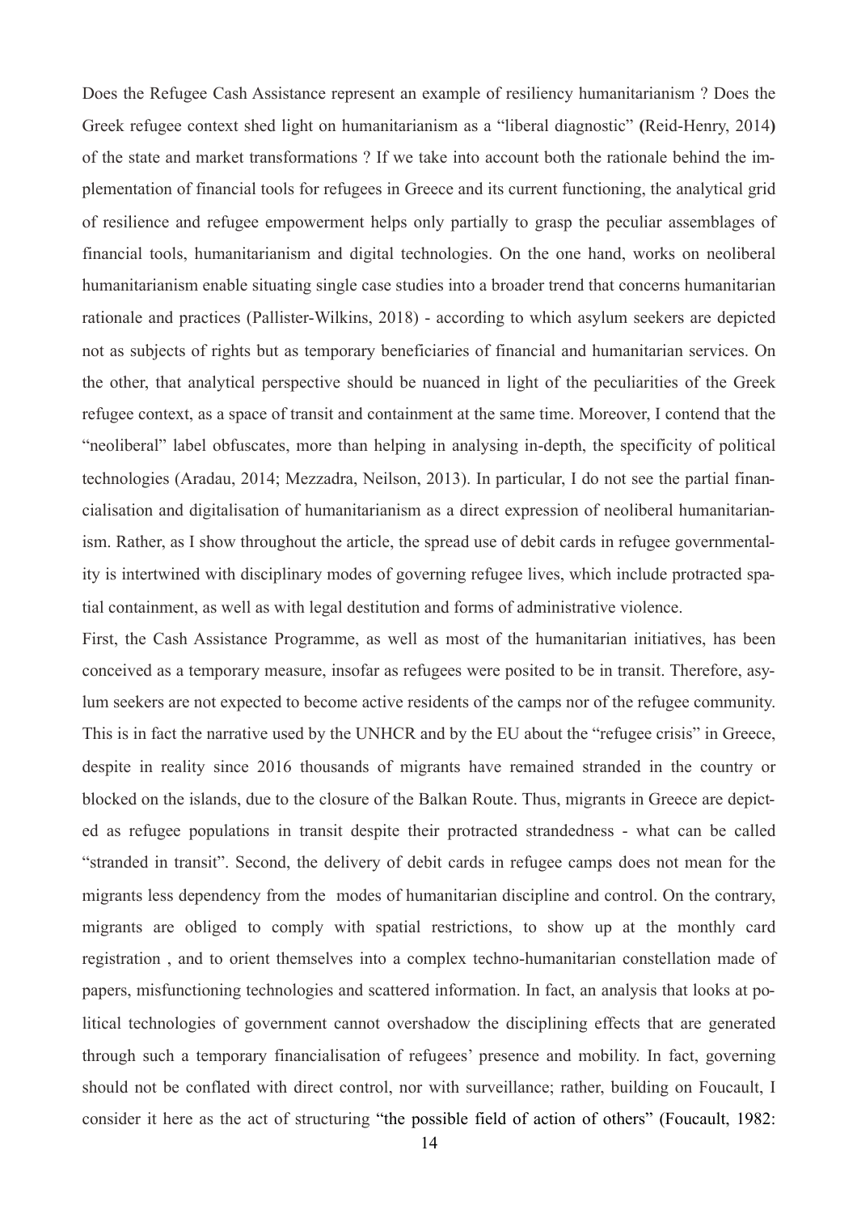Does the Refugee Cash Assistance represent an example of resiliency humanitarianism ? Does the Greek refugee context shed light on humanitarianism as a "liberal diagnostic" (Reid-Henry, 2014) of the state and market transformations ? If we take into account both the rationale behind the implementation of financial tools for refugees in Greece and its current functioning, the analytical grid of resilience and refugee empowerment helps only partially to grasp the peculiar assemblages of financial tools, humanitarianism and digital technologies. On the one hand, works on neoliberal humanitarianism enable situating single case studies into a broader trend that concerns humanitarian rationale and practices (Pallister-Wilkins, 2018) - according to which asylum seekers are depicted not as subjects of rights but as temporary beneficiaries of financial and humanitarian services. On the other, that analytical perspective should be nuanced in light of the peculiarities of the Greek refugee context, as a space of transit and containment at the same time. Moreover, I contend that the "neoliberal" label obfuscates, more than helping in analysing in-depth, the specificity of political technologies (Aradau, 2014; Mezzadra, Neilson, 2013). In particular, I do not see the partial financialisation and digitalisation of humanitarianism as a direct expression of neoliberal humanitarianism. Rather, as I show throughout the article, the spread use of debit cards in refugee governmentality is intertwined with disciplinary modes of governing refugee lives, which include protracted spatial containment, as well as with legal destitution and forms of administrative violence.

First, the Cash Assistance Programme, as well as most of the humanitarian initiatives, has been conceived as a temporary measure, insofar as refugees were posited to be in transit. Therefore, asylum seekers are not expected to become active residents of the camps nor of the refugee community. This is in fact the narrative used by the UNHCR and by the EU about the "refugee crisis" in Greece, despite in reality since 2016 thousands of migrants have remained stranded in the country or blocked on the islands, due to the closure of the Balkan Route. Thus, migrants in Greece are depicted as refugee populations in transit despite their protracted strandedness - what can be called "stranded in transit". Second, the delivery of debit cards in refugee camps does not mean for the migrants less dependency from the modes of humanitarian discipline and control. On the contrary, migrants are obliged to comply with spatial restrictions, to show up at the monthly card registration , and to orient themselves into a complex techno-humanitarian constellation made of papers, misfunctioning technologies and scattered information. In fact, an analysis that looks at political technologies of government cannot overshadow the disciplining effects that are generated through such a temporary financialisation of refugees' presence and mobility. In fact, governing should not be conflated with direct control, nor with surveillance; rather, building on Foucault, I consider it here as the act of structuring "the possible field of action of others" (Foucault, 1982: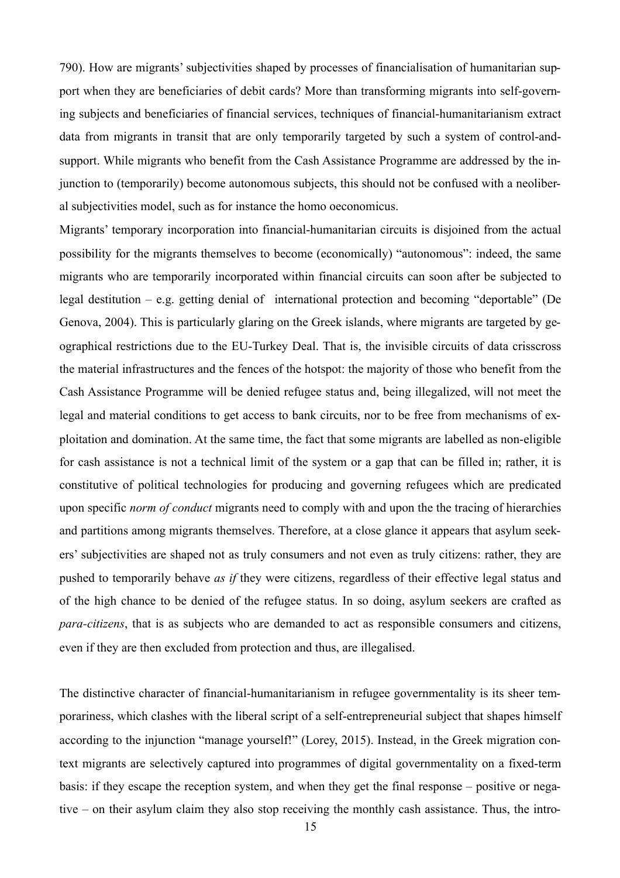790). How are migrants' subjectivities shaped by processes of financialisation of humanitarian support when they are beneficiaries of debit cards? More than transforming migrants into self-governing subjects and beneficiaries of financial services, techniques of financial-humanitarianism extract data from migrants in transit that are only temporarily targeted by such a system of control-and-support. While migrants who benefit from the Cash Assistance Programme are addressed by the injunction to (temporarily) become autonomous subjects, this should not be confused with a neoliberal subjectivities model, such as for instance the homo oeconomicus.

Migrants' temporary incorporation into financial-humanitarian circuits is disjoined from the actual possibility for the migrants themselves to become (economically) "autonomous": indeed, the same migrants who are temporarily incorporated within financial circuits can soon after be subjected to legal destitution – e.g. getting denial of international protection and becoming "deportable" (De Genova, 2004). This is particularly glaring on the Greek islands, where migrants are targeted by geographical restrictions due to the EU-Turkey Deal. That is, the invisible circuits of data crisscross the material infrastructures and the fences of the hotspot: the majority of those who benefit from the Cash Assistance Programme will be denied refugee status and, being illegalized, will not meet the legal and material conditions to get access to bank circuits, nor to be free from mechanisms of exploitation and domination. At the same time, the fact that some migrants are labelled as non-eligible for cash assistance is not a technical limit of the system or a gap that can be filled in; rather, it is constitutive of political technologies for producing and governing refugees which are predicated upon specific *norm of conduct* migrants need to comply with and upon the the tracing of hierarchies and partitions among migrants themselves. Therefore, at a close glance it appears that asylum seekers' subjectivities are shaped not as truly consumers and not even as truly citizens: rather, they are pushed to temporarily behave *as if* they were citizens, regardless of their effective legal status and of the high chance to be denied of the refugee status. In so doing, asylum seekers are crafted as *para-citizens*, that is as subjects who are demanded to act as responsible consumers and citizens, even if they are then excluded from protection and thus, are illegalised.

The distinctive character of financial-humanitarianism in refugee governmentality is its sheer temporariness, which clashes with the liberal script of a self-entrepreneurial subject that shapes himself according to the injunction "manage yourself!" (Lorey, 2015). Instead, in the Greek migration context migrants are selectively captured into programmes of digital governmentality on a fixed-term basis: if they escape the reception system, and when they get the final response – positive or negative – on their asylum claim they also stop receiving the monthly cash assistance. Thus, the intro-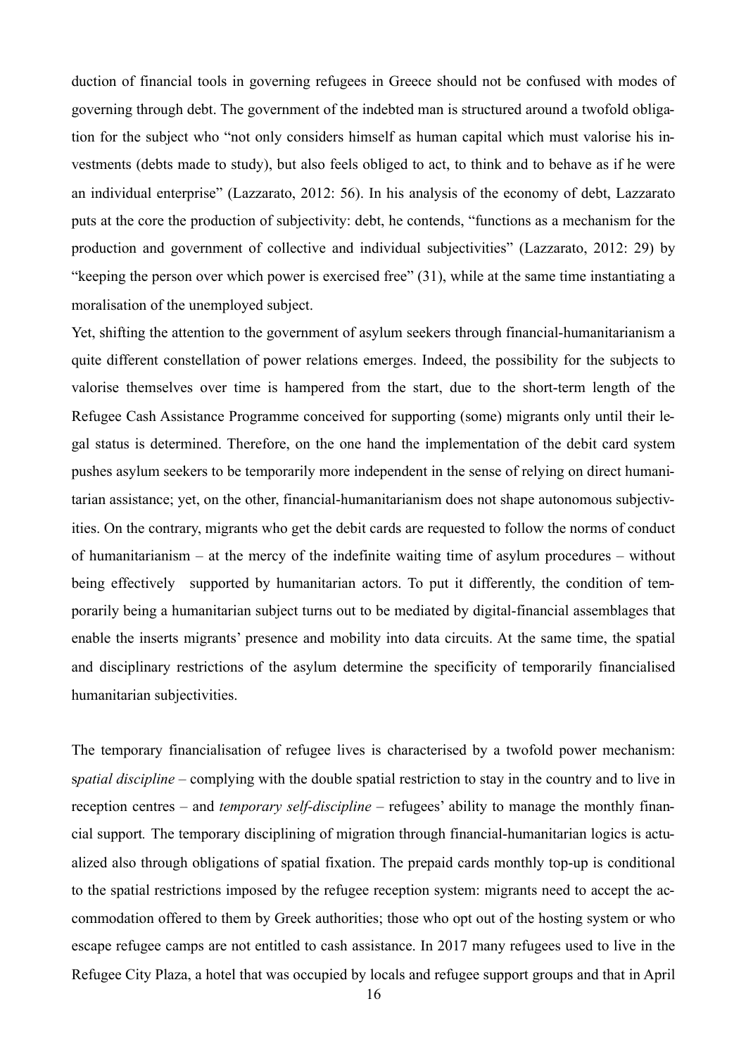duction of financial tools in governing refugees in Greece should not be confused with modes of governing through debt. The government of the indebted man is structured around a twofold obligation for the subject who "not only considers himself as human capital which must valorise his investments (debts made to study), but also feels obliged to act, to think and to behave as if he were an individual enterprise" (Lazzarato, 2012: 56). In his analysis of the economy of debt, Lazzarato puts at the core the production of subjectivity: debt, he contends, "functions as a mechanism for the production and government of collective and individual subjectivities" (Lazzarato, 2012: 29) by "keeping the person over which power is exercised free" (31), while at the same time instantiating a moralisation of the unemployed subject.

Yet, shifting the attention to the government of asylum seekers through financial-humanitarianism a quite different constellation of power relations emerges. Indeed, the possibility for the subjects to valorise themselves over time is hampered from the start, due to the short-term length of the Refugee Cash Assistance Programme conceived for supporting (some) migrants only until their legal status is determined. Therefore, on the one hand the implementation of the debit card system pushes asylum seekers to be temporarily more independent in the sense of relying on direct humanitarian assistance; yet, on the other, financial-humanitarianism does not shape autonomous subjectivities. On the contrary, migrants who get the debit cards are requested to follow the norms of conduct of humanitarianism – at the mercy of the indefinite waiting time of asylum procedures – without being effectively supported by humanitarian actors. To put it differently, the condition of temporarily being a humanitarian subject turns out to be mediated by digital-financial assemblages that enable the inserts migrants' presence and mobility into data circuits. At the same time, the spatial and disciplinary restrictions of the asylum determine the specificity of temporarily financialised humanitarian subjectivities.

The temporary financialisation of refugee lives is characterised by a twofold power mechanism: *spatial discipline* – complying with the double spatial restriction to stay in the country and to live in reception centres – and *temporary self-discipline* – refugees' ability to manage the monthly financial support. The temporary disciplining of migration through financial-humanitarian logics is actualized also through obligations of spatial fixation. The prepaid cards monthly top-up is conditional to the spatial restrictions imposed by the refugee reception system: migrants need to accept the accommodation offered to them by Greek authorities; those who opt out of the hosting system or who escape refugee camps are not entitled to cash assistance. In 2017 many refugees used to live in the Refugee City Plaza, a hotel that was occupied by locals and refugee support groups and that in April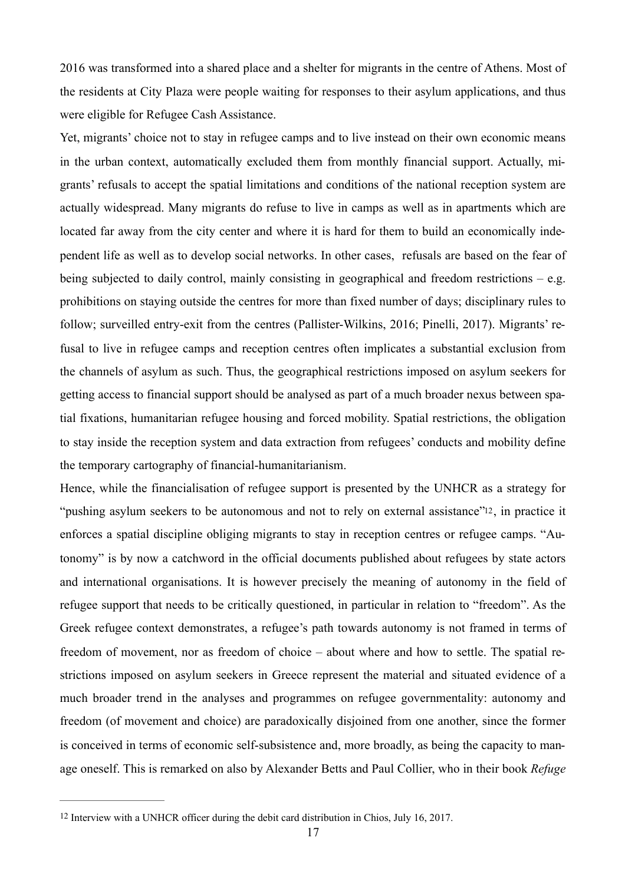2016 was transformed into a shared place and a shelter for migrants in the centre of Athens. Most of the residents at City Plaza were people waiting for responses to their asylum applications, and thus were eligible for Refugee Cash Assistance.

Yet, migrants' choice not to stay in refugee camps and to live instead on their own economic means in the urban context, automatically excluded them from monthly financial support. Actually, migrants' refusals to accept the spatial limitations and conditions of the national reception system are actually widespread. Many migrants do refuse to live in camps as well as in apartments which are located far away from the city center and where it is hard for them to build an economically independent life as well as to develop social networks. In other cases, refusals are based on the fear of being subjected to daily control, mainly consisting in geographical and freedom restrictions – e.g. prohibitions on staying outside the centres for more than fixed number of days; disciplinary rules to follow; surveilled entry-exit from the centres (Pallister-Wilkins, 2016; Pinelli, 2017). Migrants' refusal to live in refugee camps and reception centres often implicates a substantial exclusion from the channels of asylum as such. Thus, the geographical restrictions imposed on asylum seekers for getting access to financial support should be analysed as part of a much broader nexus between spatial fixations, humanitarian refugee housing and forced mobility. Spatial restrictions, the obligation to stay inside the reception system and data extraction from refugees' conducts and mobility define the temporary cartography of financial-humanitarianism.

Hence, while the financialisation of refugee support is presented by the UNHCR as a strategy for "pushing asylum seekers to be autonomous and not to rely on external assistance"[12], in practice it enforces a spatial discipline obliging migrants to stay in reception centres or refugee camps. "Autonomy" is by now a catchword in the official documents published about refugees by state actors and international organisations. It is however precisely the meaning of autonomy in the field of refugee support that needs to be critically questioned, in particular in relation to "freedom". As the Greek refugee context demonstrates, a refugee's path towards autonomy is not framed in terms of freedom of movement, nor as freedom of choice – about where and how to settle. The spatial restrictions imposed on asylum seekers in Greece represent the material and situated evidence of a much broader trend in the analyses and programmes on refugee governmentality: autonomy and freedom (of movement and choice) are paradoxically disjoined from one another, since the former is conceived in terms of economic self-subsistence and, more broadly, as being the capacity to manage oneself. This is remarked on also by Alexander Betts and Paul Collier, who in their book *Refuge*

[12] Interview with a UNHCR officer during the debit card distribution in Chios, July 16, 2017.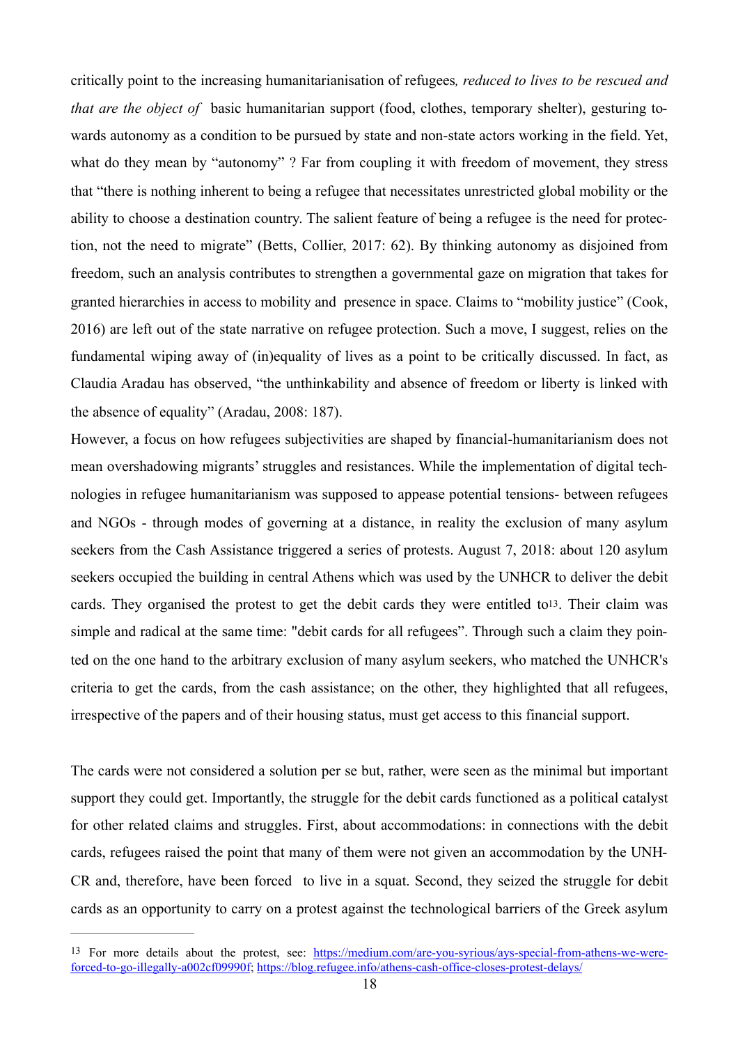critically point to the increasing humanitarianisation of refugees*, reduced to lives to be rescued and that are the object of* basic humanitarian support (food, clothes, temporary shelter), gesturing towards autonomy as a condition to be pursued by state and non-state actors working in the field. Yet, what do they mean by "autonomy" ? Far from coupling it with freedom of movement, they stress that "there is nothing inherent to being a refugee that necessitates unrestricted global mobility or the ability to choose a destination country. The salient feature of being a refugee is the need for protection, not the need to migrate" (Betts, Collier, 2017: 62). By thinking autonomy as disjoined from freedom, such an analysis contributes to strengthen a governmental gaze on migration that takes for granted hierarchies in access to mobility and presence in space. Claims to "mobility justice" (Cook, 2016) are left out of the state narrative on refugee protection. Such a move, I suggest, relies on the fundamental wiping away of (in)equality of lives as a point to be critically discussed. In fact, as Claudia Aradau has observed, "the unthinkability and absence of freedom or liberty is linked with the absence of equality" (Aradau, 2008: 187).

However, a focus on how refugees subjectivities are shaped by financial-humanitarianism does not mean overshadowing migrants' struggles and resistances. While the implementation of digital technologies in refugee humanitarianism was supposed to appease potential tensions- between refugees and NGOs - through modes of governing at a distance, in reality the exclusion of many asylum seekers from the Cash Assistance triggered a series of protests. August 7, 2018: about 120 asylum seekers occupied the building in central Athens which was used by the UNHCR to deliver the debit cards. They organised the protest to get the debit cards they were entitled to[13]. Their claim was simple and radical at the same time: "debit cards for all refugees". Through such a claim they pointed on the one hand to the arbitrary exclusion of many asylum seekers, who matched the UNHCR's criteria to get the cards, from the cash assistance; on the other, they highlighted that all refugees, irrespective of the papers and of their housing status, must get access to this financial support.

The cards were not considered a solution per se but, rather, were seen as the minimal but important support they could get. Importantly, the struggle for the debit cards functioned as a political catalyst for other related claims and struggles. First, about accommodations: in connections with the debit cards, refugees raised the point that many of them were not given an accommodation by the UNHCR and, therefore, have been forced to live in a squat. Second, they seized the struggle for debit cards as an opportunity to carry on a protest against the technological barriers of the Greek asylum

---

[13] For more details about the protest, see: https://medium.com/are-you-syrious/ays-special-from-athens-we-were-forced-to-go-illegally-a002cf09990f; https://blog.refugee.info/athens-cash-office-closes-protest-delays/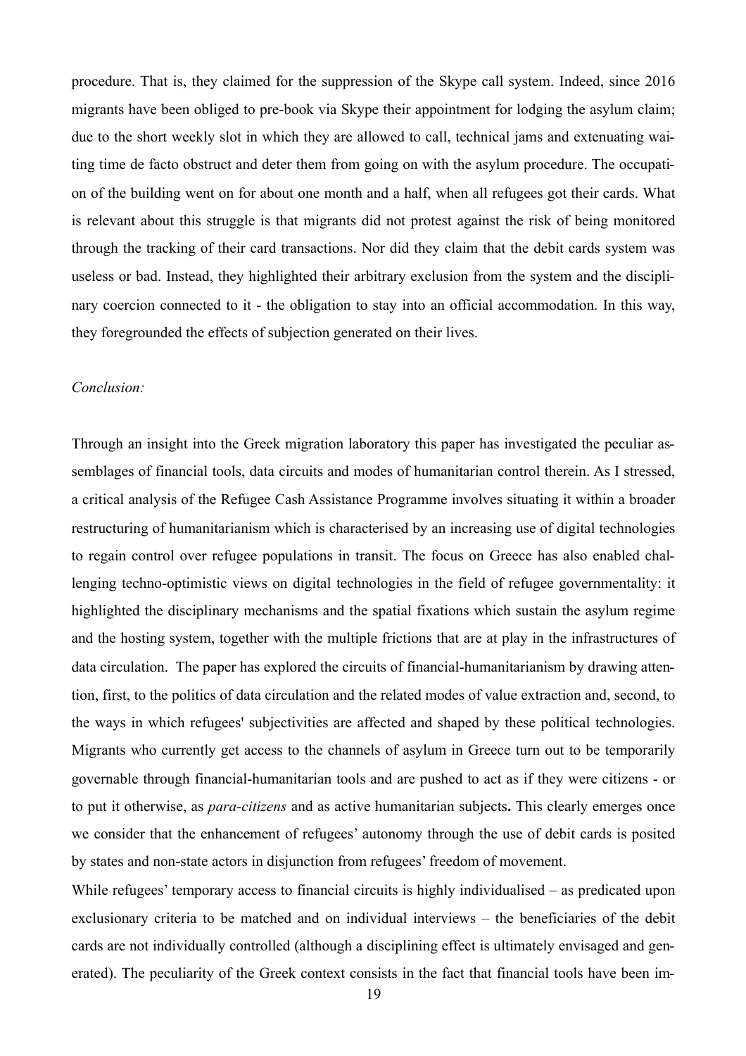procedure. That is, they claimed for the suppression of the Skype call system. Indeed, since 2016 migrants have been obliged to pre-book via Skype their appointment for lodging the asylum claim; due to the short weekly slot in which they are allowed to call, technical jams and extenuating waiting time de facto obstruct and deter them from going on with the asylum procedure. The occupation of the building went on for about one month and a half, when all refugees got their cards. What is relevant about this struggle is that migrants did not protest against the risk of being monitored through the tracking of their card transactions. Nor did they claim that the debit cards system was useless or bad. Instead, they highlighted their arbitrary exclusion from the system and the disciplinary coercion connected to it - the obligation to stay into an official accommodation. In this way, they foregrounded the effects of subjection generated on their lives.

*Conclusion:*

Through an insight into the Greek migration laboratory this paper has investigated the peculiar assemblages of financial tools, data circuits and modes of humanitarian control therein. As I stressed, a critical analysis of the Refugee Cash Assistance Programme involves situating it within a broader restructuring of humanitarianism which is characterised by an increasing use of digital technologies to regain control over refugee populations in transit. The focus on Greece has also enabled challenging techno-optimistic views on digital technologies in the field of refugee governmentality: it highlighted the disciplinary mechanisms and the spatial fixations which sustain the asylum regime and the hosting system, together with the multiple frictions that are at play in the infrastructures of data circulation. The paper has explored the circuits of financial-humanitarianism by drawing attention, first, to the politics of data circulation and the related modes of value extraction and, second, to the ways in which refugees' subjectivities are affected and shaped by these political technologies. Migrants who currently get access to the channels of asylum in Greece turn out to be temporarily governable through financial-humanitarian tools and are pushed to act as if they were citizens - or to put it otherwise, as *para-citizens* and as active humanitarian subjects**.** This clearly emerges once we consider that the enhancement of refugees' autonomy through the use of debit cards is posited by states and non-state actors in disjunction from refugees' freedom of movement.

While refugees' temporary access to financial circuits is highly individualised – as predicated upon exclusionary criteria to be matched and on individual interviews – the beneficiaries of the debit cards are not individually controlled (although a disciplining effect is ultimately envisaged and generated). The peculiarity of the Greek context consists in the fact that financial tools have been im-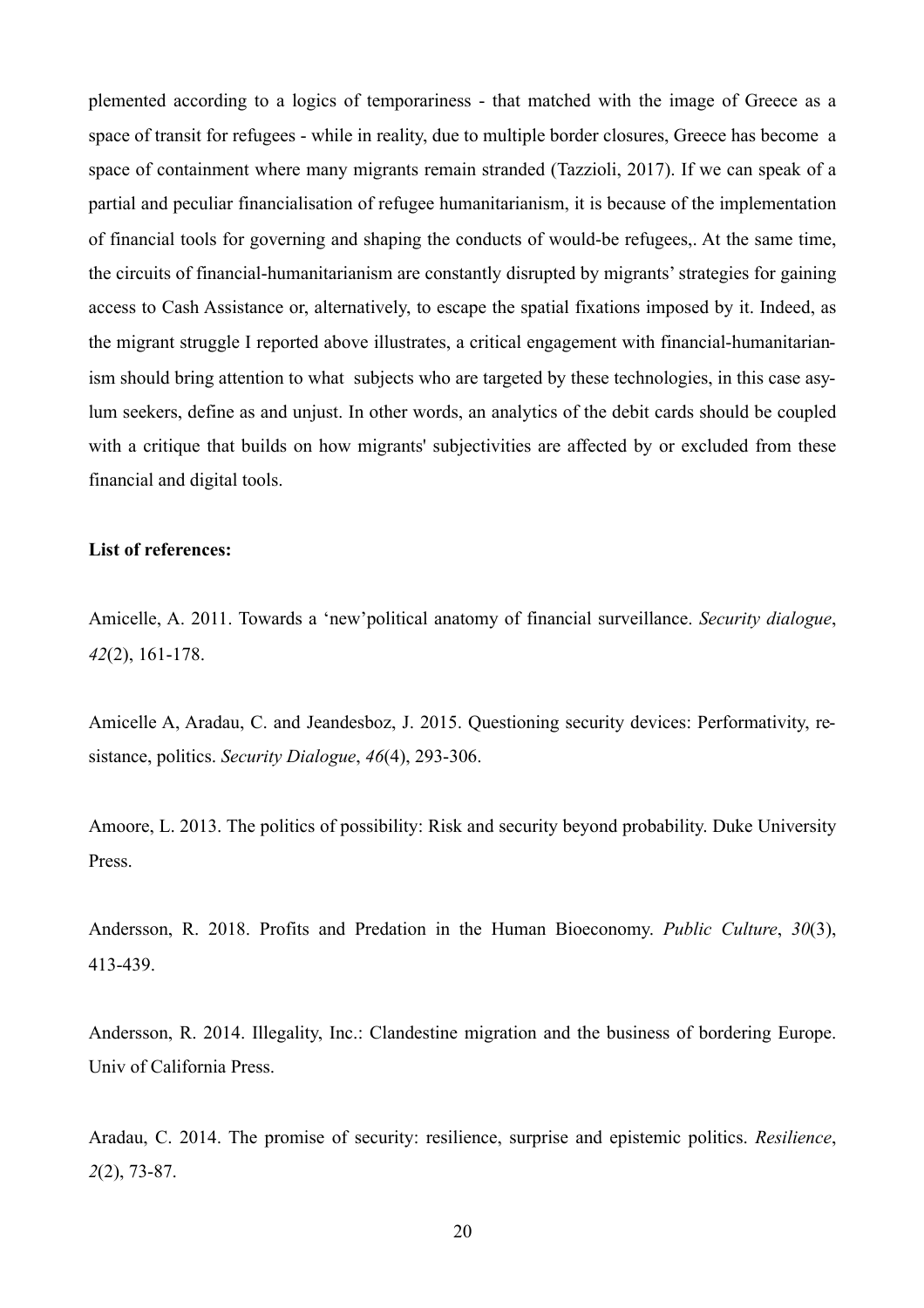plemented according to a logics of temporariness - that matched with the image of Greece as a space of transit for refugees - while in reality, due to multiple border closures, Greece has become a space of containment where many migrants remain stranded (Tazzioli, 2017). If we can speak of a partial and peculiar financialisation of refugee humanitarianism, it is because of the implementation of financial tools for governing and shaping the conducts of would-be refugees,. At the same time, the circuits of financial-humanitarianism are constantly disrupted by migrants' strategies for gaining access to Cash Assistance or, alternatively, to escape the spatial fixations imposed by it. Indeed, as the migrant struggle I reported above illustrates, a critical engagement with financial-humanitarianism should bring attention to what subjects who are targeted by these technologies, in this case asylum seekers, define as and unjust. In other words, an analytics of the debit cards should be coupled with a critique that builds on how migrants' subjectivities are affected by or excluded from these financial and digital tools.

**List of references:**

Amicelle, A. 2011. Towards a 'new'political anatomy of financial surveillance. *Security dialogue*, *42*(2), 161-178.

Amicelle A, Aradau, C. and Jeandesboz, J. 2015. Questioning security devices: Performativity, resistance, politics. *Security Dialogue*, *46*(4), 293-306.

Amoore, L. 2013. The politics of possibility: Risk and security beyond probability. Duke University Press.

Andersson, R. 2018. Profits and Predation in the Human Bioeconomy. *Public Culture*, *30*(3), 413-439.

Andersson, R. 2014. Illegality, Inc.: Clandestine migration and the business of bordering Europe. Univ of California Press.

Aradau, C. 2014. The promise of security: resilience, surprise and epistemic politics. *Resilience*, *2*(2), 73-87.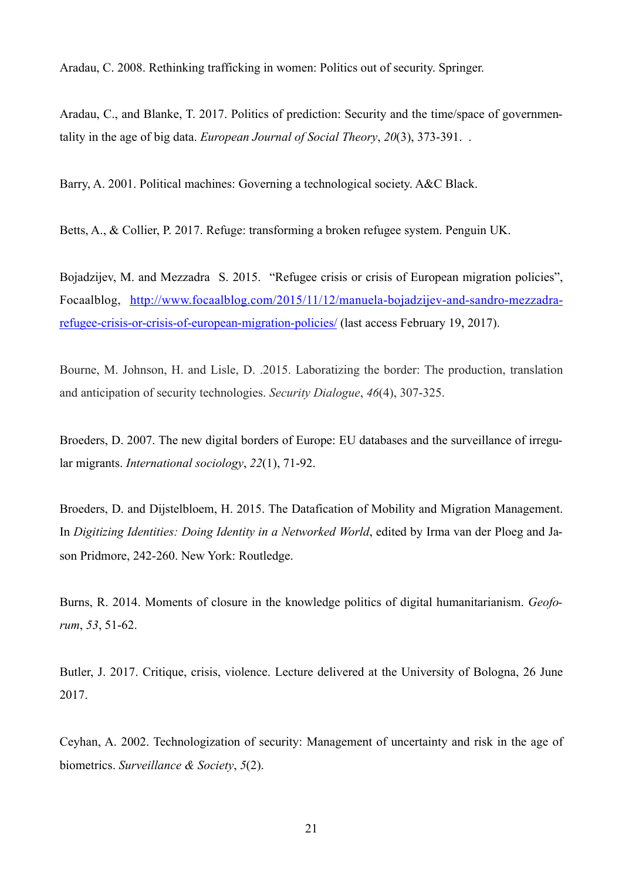Aradau, C. 2008. Rethinking trafficking in women: Politics out of security. Springer.

Aradau, C., and Blanke, T. 2017. Politics of prediction: Security and the time/space of governmentality in the age of big data. *European Journal of Social Theory*, *20*(3), 373-391. .

Barry, A. 2001. Political machines: Governing a technological society. A&C Black.

Betts, A., & Collier, P. 2017. Refuge: transforming a broken refugee system. Penguin UK.

Bojadzijev, M. and Mezzadra S. 2015. "Refugee crisis or crisis of European migration policies", Focaalblog, [http://www.focaalblog.com/2015/11/12/manuela-bojadzijev-and-sandro-mezzadra-refugee-crisis-or-crisis-of-european-migration-policies/](http://www.focaalblog.com/2015/11/12/manuela-bojadzijev-and-sandro-mezzadra-refugee-crisis-or-crisis-of-european-migration-policies/) (last access February 19, 2017).

Bourne, M. Johnson, H. and Lisle, D. .2015. Laboratizing the border: The production, translation and anticipation of security technologies. *Security Dialogue*, *46*(4), 307-325.

Broeders, D. 2007. The new digital borders of Europe: EU databases and the surveillance of irregular migrants. *International sociology*, *22*(1), 71-92.

Broeders, D. and Dijstelbloem, H. 2015. The Datafication of Mobility and Migration Management. In *Digitizing Identities: Doing Identity in a Networked World*, edited by Irma van der Ploeg and Jason Pridmore, 242-260. New York: Routledge.

Burns, R. 2014. Moments of closure in the knowledge politics of digital humanitarianism. *Geoforum*, *53*, 51-62.

Butler, J. 2017. Critique, crisis, violence. Lecture delivered at the University of Bologna, 26 June 2017.

Ceyhan, A. 2002. Technologization of security: Management of uncertainty and risk in the age of biometrics. *Surveillance & Society*, *5*(2).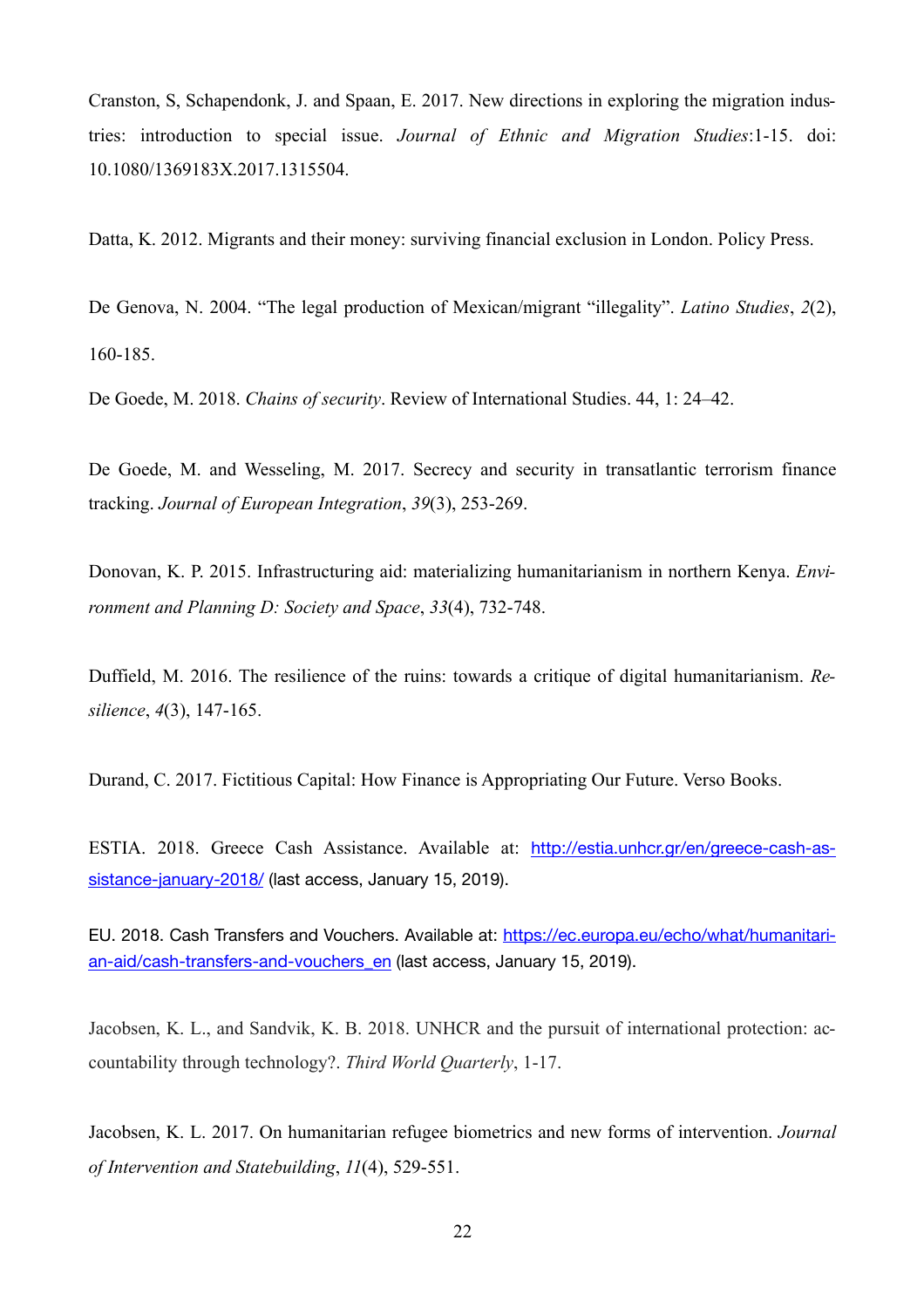Cranston, S, Schapendonk, J. and Spaan, E. 2017. New directions in exploring the migration industries: introduction to special issue. *Journal of Ethnic and Migration Studies*:1-15. doi: 10.1080/1369183X.2017.1315504.

Datta, K. 2012. Migrants and their money: surviving financial exclusion in London. Policy Press.

De Genova, N. 2004. "The legal production of Mexican/migrant "illegality". *Latino Studies*, *2*(2), 160-185.

De Goede, M. 2018. *Chains of security*. Review of International Studies. 44, 1: 24–42.

De Goede, M. and Wesseling, M. 2017. Secrecy and security in transatlantic terrorism finance tracking. *Journal of European Integration*, *39*(3), 253-269.

Donovan, K. P. 2015. Infrastructuring aid: materializing humanitarianism in northern Kenya. *Environment and Planning D: Society and Space*, *33*(4), 732-748.

Duffield, M. 2016. The resilience of the ruins: towards a critique of digital humanitarianism. *Resilience*, *4*(3), 147-165.

Durand, C. 2017. Fictitious Capital: How Finance is Appropriating Our Future. Verso Books.

ESTIA. 2018. Greece Cash Assistance. Available at: [http://estia.unhcr.gr/en/greece-cash-assistance-january-2018/](http://estia.unhcr.gr/en/greece-cash-assistance-january-2018/) (last access, January 15, 2019).

EU. 2018. Cash Transfers and Vouchers. Available at: [https://ec.europa.eu/echo/what/humanitarian-aid/cash-transfers-and-vouchers_en](https://ec.europa.eu/echo/what/humanitarian-aid/cash-transfers-and-vouchers_en) (last access, January 15, 2019).

Jacobsen, K. L., and Sandvik, K. B. 2018. UNHCR and the pursuit of international protection: accountability through technology?. *Third World Quarterly*, 1-17.

Jacobsen, K. L. 2017. On humanitarian refugee biometrics and new forms of intervention. *Journal of Intervention and Statebuilding*, *11*(4), 529-551.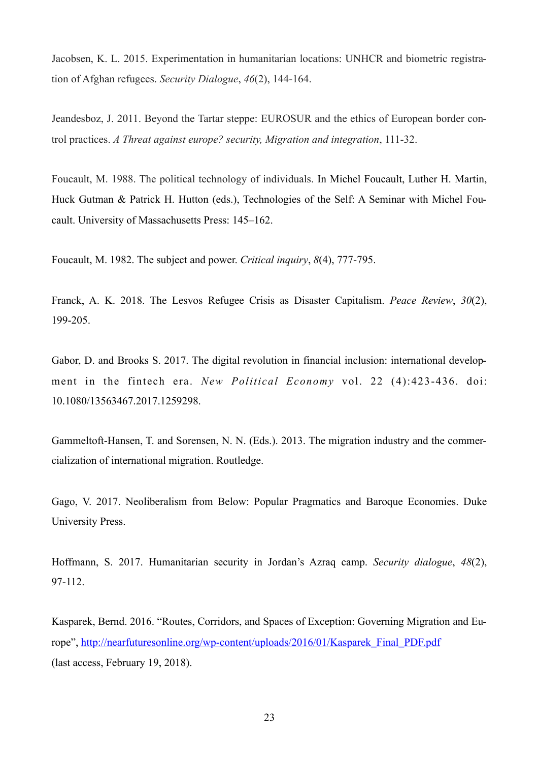Jacobsen, K. L. 2015. Experimentation in humanitarian locations: UNHCR and biometric registration of Afghan refugees. *Security Dialogue*, *46*(2), 144-164.

Jeandesboz, J. 2011. Beyond the Tartar steppe: EUROSUR and the ethics of European border control practices. *A Threat against europe? security, Migration and integration*, 111-32.

Foucault, M. 1988. The political technology of individuals. In Michel Foucault, Luther H. Martin, Huck Gutman & Patrick H. Hutton (eds.), Technologies of the Self: A Seminar with Michel Foucault. University of Massachusetts Press: 145–162.

Foucault, M. 1982. The subject and power. *Critical inquiry*, *8*(4), 777-795.

Franck, A. K. 2018. The Lesvos Refugee Crisis as Disaster Capitalism. *Peace Review*, *30*(2), 199-205.

Gabor, D. and Brooks S. 2017. The digital revolution in financial inclusion: international development in the fintech era. *New Political Economy* vol. 22 (4):423-436. doi: 10.1080/13563467.2017.1259298.

Gammeltoft-Hansen, T. and Sorensen, N. N. (Eds.). 2013. The migration industry and the commercialization of international migration. Routledge.

Gago, V. 2017. Neoliberalism from Below: Popular Pragmatics and Baroque Economies. Duke University Press.

Hoffmann, S. 2017. Humanitarian security in Jordan's Azraq camp. *Security dialogue*, *48*(2), 97-112.

Kasparek, Bernd. 2016. "Routes, Corridors, and Spaces of Exception: Governing Migration and Europe", http://nearfuturesonline.org/wp-content/uploads/2016/01/Kasparek_Final_PDF.pdf (last access, February 19, 2018).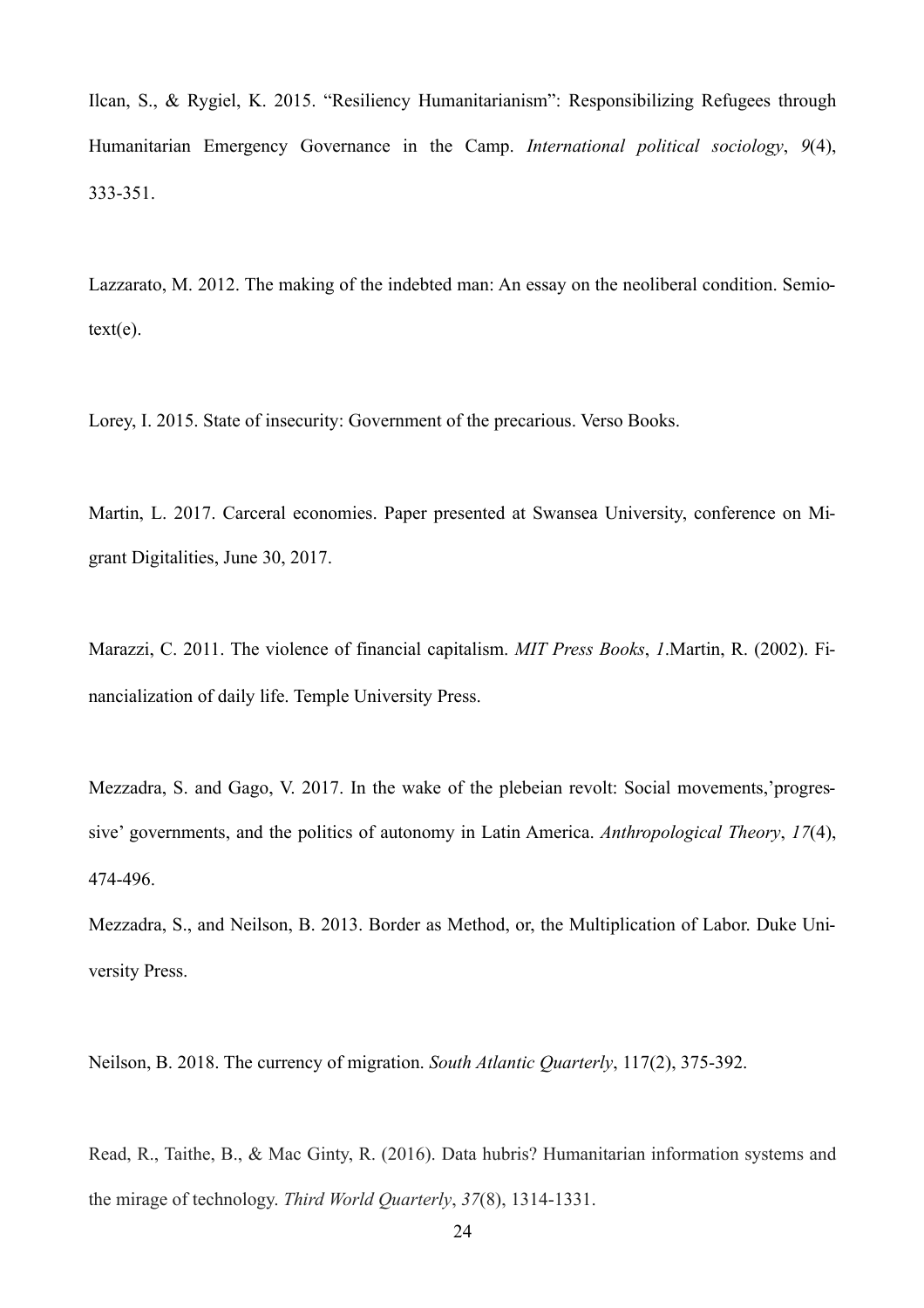Ilcan, S., & Rygiel, K. 2015. “Resiliency Humanitarianism”: Responsibilizing Refugees through Humanitarian Emergency Governance in the Camp. *International political sociology*, *9*(4), 333-351.

Lazzarato, M. 2012. The making of the indebted man: An essay on the neoliberal condition. Semiotext(e).

Lorey, I. 2015. State of insecurity: Government of the precarious. Verso Books.

Martin, L. 2017. Carceral economies. Paper presented at Swansea University, conference on Migrant Digitalities, June 30, 2017.

Marazzi, C. 2011. The violence of financial capitalism. *MIT Press Books*, *1*.Martin, R. (2002). Financialization of daily life. Temple University Press.

Mezzadra, S. and Gago, V. 2017. In the wake of the plebeian revolt: Social movements,’progressive’ governments, and the politics of autonomy in Latin America. *Anthropological Theory*, *17*(4), 474-496.

Mezzadra, S., and Neilson, B. 2013. Border as Method, or, the Multiplication of Labor. Duke University Press.

Neilson, B. 2018. The currency of migration. *South Atlantic Quarterly*, 117(2), 375-392.

Read, R., Taithe, B., & Mac Ginty, R. (2016). Data hubris? Humanitarian information systems and the mirage of technology. *Third World Quarterly*, *37*(8), 1314-1331.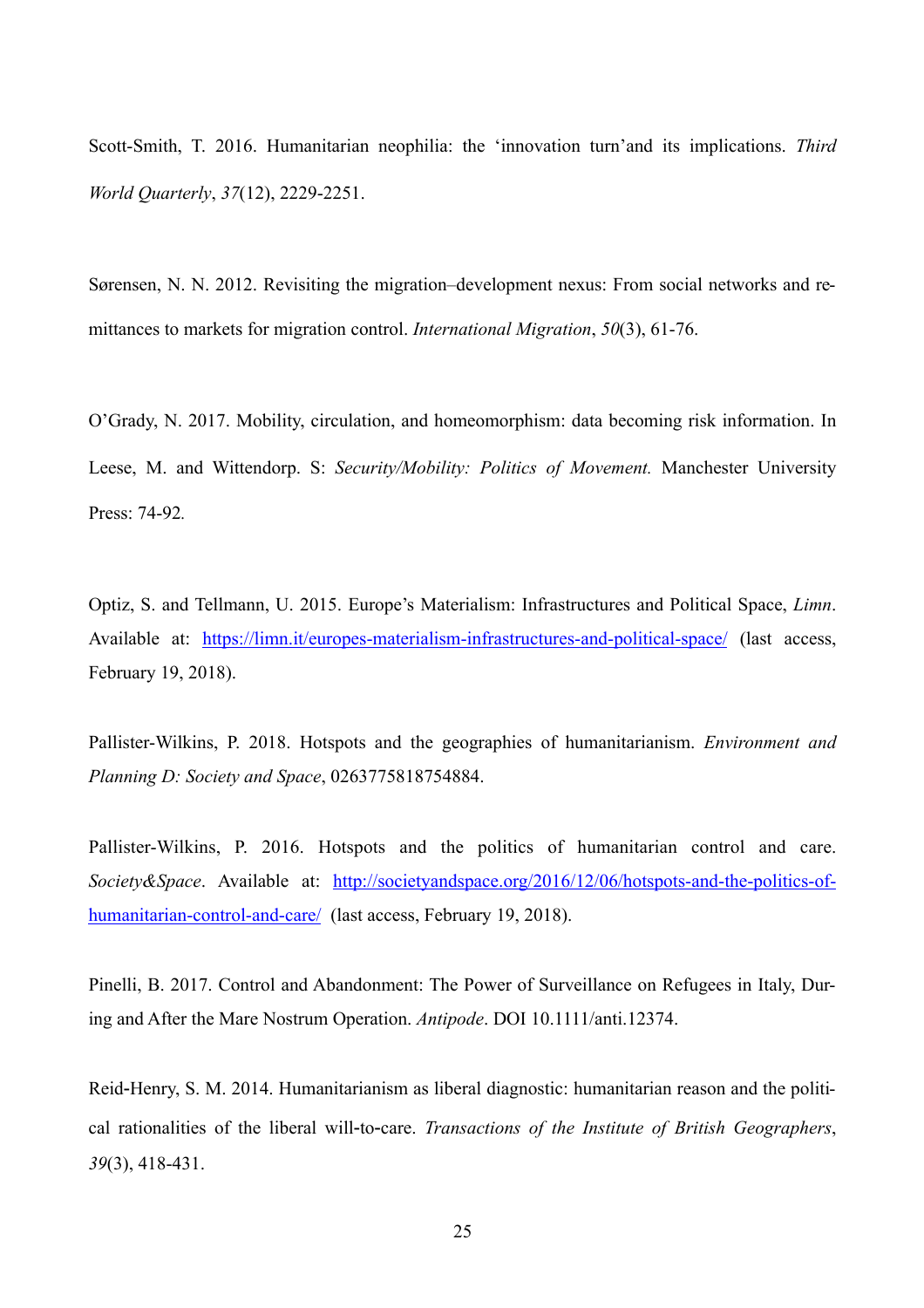Scott-Smith, T. 2016. Humanitarian neophilia: the 'innovation turn'and its implications. *Third World Quarterly*, *37*(12), 2229-2251.

Sørensen, N. N. 2012. Revisiting the migration–development nexus: From social networks and remittances to markets for migration control. *International Migration*, *50*(3), 61-76.

O'Grady, N. 2017. Mobility, circulation, and homeomorphism: data becoming risk information. In Leese, M. and Wittendorp. S: *Security/Mobility: Politics of Movement.* Manchester University Press: 74-92.

Optiz, S. and Tellmann, U. 2015. Europe's Materialism: Infrastructures and Political Space, *Limn*. Available at: https://limn.it/europes-materialism-infrastructures-and-political-space/ (last access, February 19, 2018).

Pallister-Wilkins, P. 2018. Hotspots and the geographies of humanitarianism. *Environment and Planning D: Society and Space*, 0263775818754884.

Pallister-Wilkins, P. 2016. Hotspots and the politics of humanitarian control and care. *Society&Space*. Available at: http://societyandspace.org/2016/12/06/hotspots-and-the-politics-of-humanitarian-control-and-care/ (last access, February 19, 2018).

Pinelli, B. 2017. Control and Abandonment: The Power of Surveillance on Refugees in Italy, During and After the Mare Nostrum Operation. *Antipode*. DOI 10.1111/anti.12374.

Reid-Henry, S. M. 2014. Humanitarianism as liberal diagnostic: humanitarian reason and the political rationalities of the liberal will-to-care. *Transactions of the Institute of British Geographers*, *39*(3), 418-431.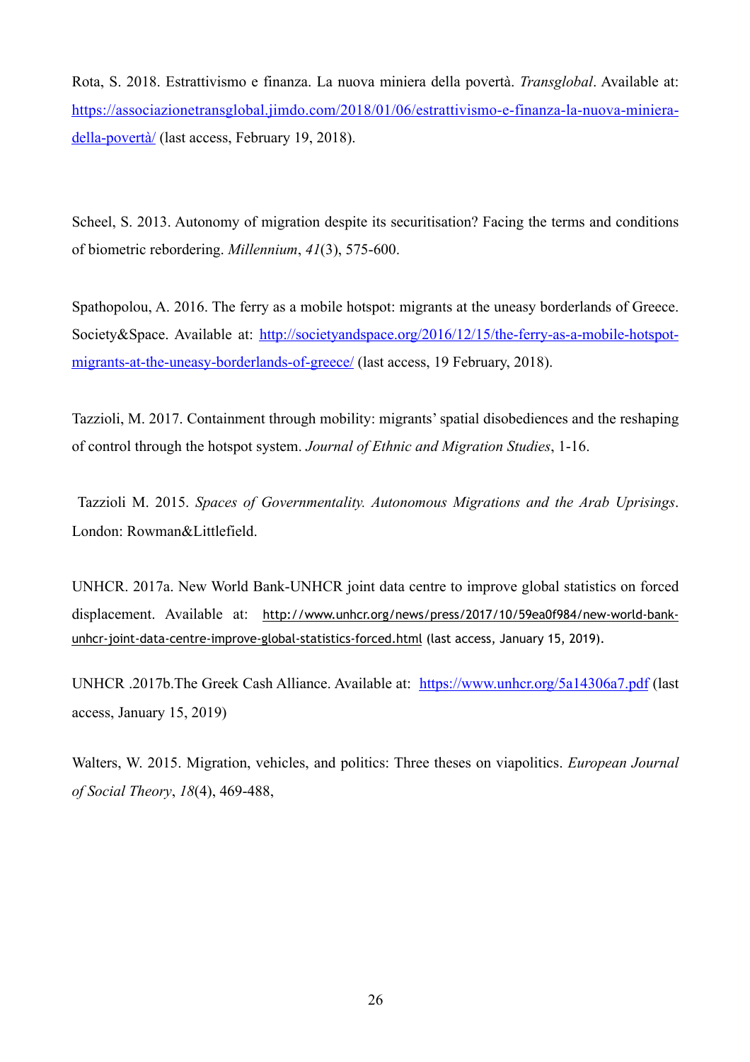Rota, S. 2018. Estrattivismo e finanza. La nuova miniera della povertà. *Transglobal*. Available at: https://associazionetransglobal.jimdo.com/2018/01/06/estrattivismo-e-finanza-la-nuova-miniera-della-povertà/ (last access, February 19, 2018).

Scheel, S. 2013. Autonomy of migration despite its securitisation? Facing the terms and conditions of biometric rebordering. *Millennium*, *41*(3), 575-600.

Spathopolou, A. 2016. The ferry as a mobile hotspot: migrants at the uneasy borderlands of Greece. Society&Space. Available at: http://societyandspace.org/2016/12/15/the-ferry-as-a-mobile-hotspot-migrants-at-the-uneasy-borderlands-of-greece/ (last access, 19 February, 2018).

Tazzioli, M. 2017. Containment through mobility: migrants' spatial disobediences and the reshaping of control through the hotspot system. *Journal of Ethnic and Migration Studies*, 1-16.

Tazzioli M. 2015. *Spaces of Governmentality. Autonomous Migrations and the Arab Uprisings*. London: Rowman&Littlefield.

UNHCR. 2017a. New World Bank-UNHCR joint data centre to improve global statistics on forced displacement. Available at: http://www.unhcr.org/news/press/2017/10/59ea0f984/new-world-bank-unhcr-joint-data-centre-improve-global-statistics-forced.html (last access, January 15, 2019).

UNHCR .2017b.The Greek Cash Alliance. Available at: https://www.unhcr.org/5a14306a7.pdf (last access, January 15, 2019)

Walters, W. 2015. Migration, vehicles, and politics: Three theses on viapolitics. *European Journal of Social Theory*, *18*(4), 469-488,